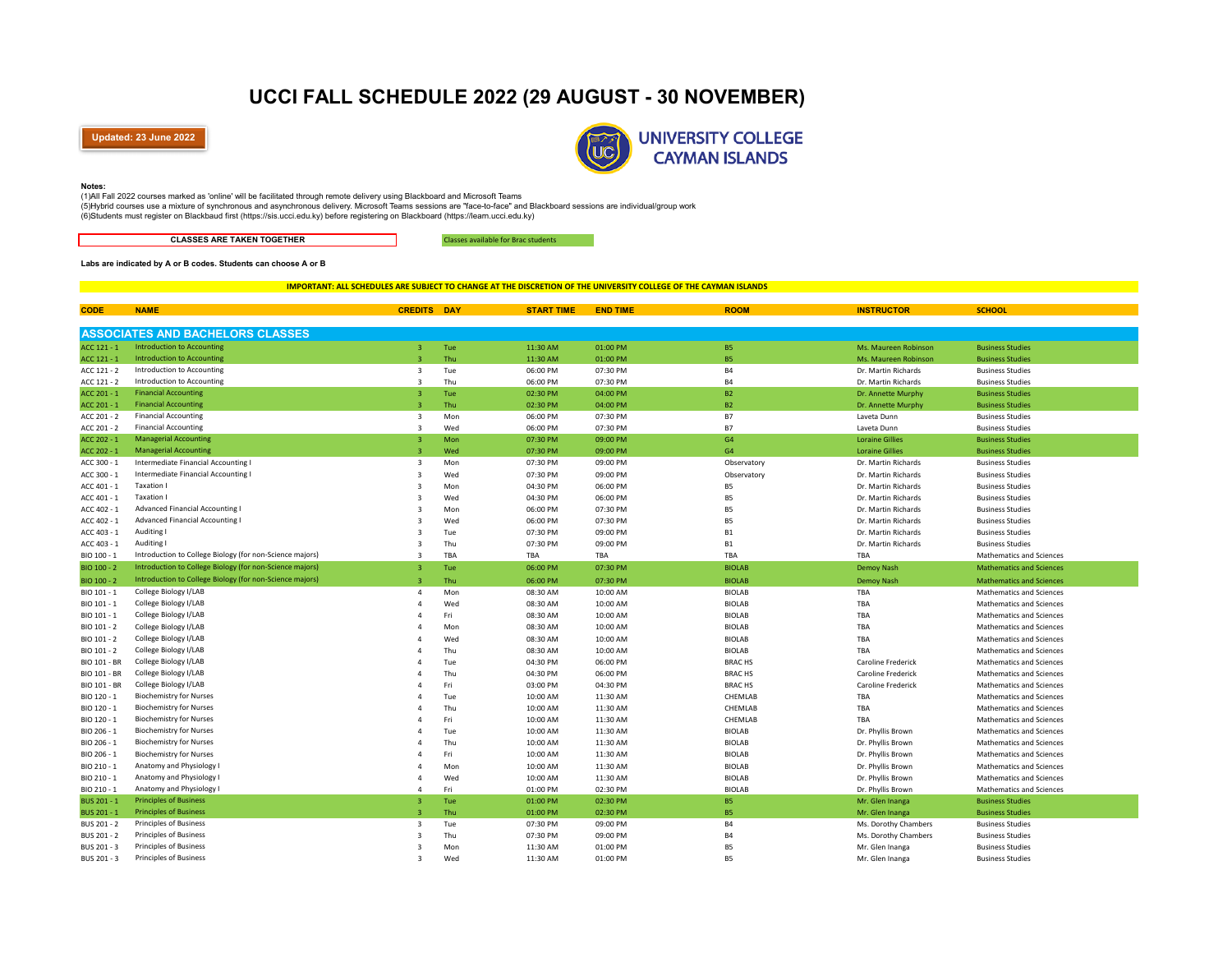# UCCI FALL SCHEDULE 2022 (29 AUGUST - 30 NOVEMBER)

**Updated: 23 June 2022**

UNIVERSITY COLLEGE CAYMAN ISLANDS

**Notes:**

(1)All Fall 2022 courses marked as 'online' will be facilitated through remote delivery using Blackboard and Microsoft Teams

(5)Hybrid courses use a mixture of synchronous and asynchronous delivery. Microsoft Teams sessions are "face-to-face" and Blackboard sessions are individual/group work

(6)Students must register on Blackbaud first (https://sis.ucci.edu.ky) before registering on Blackboard (https://learn.ucci.edu.ky)

**CLASSES ARE TAKEN TOGETHER**

Classes available for Brac students

**Labs are indicated by A or B codes. Students can choose A or B**

**IMPORTANT: ALL SCHEDULES ARE SUBJECT TO CHANGE AT THE DISCRETION OF THE UNIVERSITY COLLEGE OF THE CAYMAN ISLANDS**

## ASSOCIATES AND BACHELORS CLASSES

| CODE | NAME | CREDITS | DAY | START TIME | END TIME | ROOM | INSTRUCTOR | SCHOOL |
|---|---|---|---|---|---|---|---|---|
| ACC 121 - 1 | Introduction to Accounting | 3 | Tue | 11:30 AM | 01:00 PM | B5 | Ms. Maureen Robinson | Business Studies |
| ACC 121 - 1 | Introduction to Accounting | 3 | Thu | 11:30 AM | 01:00 PM | B5 | Ms. Maureen Robinson | Business Studies |
| ACC 121 - 2 | Introduction to Accounting | 3 | Tue | 06:00 PM | 07:30 PM | B4 | Dr. Martin Richards | Business Studies |
| ACC 121 - 2 | Introduction to Accounting | 3 | Thu | 06:00 PM | 07:30 PM | B4 | Dr. Martin Richards | Business Studies |
| ACC 201 - 1 | Financial Accounting | 3 | Tue | 02:30 PM | 04:00 PM | B2 | Dr. Annette Murphy | Business Studies |
| ACC 201 - 1 | Financial Accounting | 3 | Thu | 02:30 PM | 04:00 PM | B2 | Dr. Annette Murphy | Business Studies |
| ACC 201 - 2 | Financial Accounting | 3 | Mon | 06:00 PM | 07:30 PM | B7 | Laveta Dunn | Business Studies |
| ACC 201 - 2 | Financial Accounting | 3 | Wed | 06:00 PM | 07:30 PM | B7 | Laveta Dunn | Business Studies |
| ACC 202 - 1 | Managerial Accounting | 3 | Mon | 07:30 PM | 09:00 PM | G4 | Loraine Gillies | Business Studies |
| ACC 202 - 1 | Managerial Accounting | 3 | Wed | 07:30 PM | 09:00 PM | G4 | Loraine Gillies | Business Studies |
| ACC 300 - 1 | Intermediate Financial Accounting I | 3 | Mon | 07:30 PM | 09:00 PM | Observatory | Dr. Martin Richards | Business Studies |
| ACC 300 - 1 | Intermediate Financial Accounting I | 3 | Wed | 07:30 PM | 09:00 PM | Observatory | Dr. Martin Richards | Business Studies |
| ACC 401 - 1 | Taxation I | 3 | Mon | 04:30 PM | 06:00 PM | B5 | Dr. Martin Richards | Business Studies |
| ACC 401 - 1 | Taxation I | 3 | Wed | 04:30 PM | 06:00 PM | B5 | Dr. Martin Richards | Business Studies |
| ACC 402 - 1 | Advanced Financial Accounting I | 3 | Mon | 06:00 PM | 07:30 PM | B5 | Dr. Martin Richards | Business Studies |
| ACC 402 - 1 | Advanced Financial Accounting I | 3 | Wed | 06:00 PM | 07:30 PM | B5 | Dr. Martin Richards | Business Studies |
| ACC 403 - 1 | Auditing I | 3 | Tue | 07:30 PM | 09:00 PM | B1 | Dr. Martin Richards | Business Studies |
| ACC 403 - 1 | Auditing I | 3 | Thu | 07:30 PM | 09:00 PM | B1 | Dr. Martin Richards | Business Studies |
| BIO 100 - 1 | Introduction to College Biology (for non-Science majors) | 3 | TBA | TBA | TBA | TBA | TBA | Mathematics and Sciences |
| BIO 100 - 2 | Introduction to College Biology (for non-Science majors) | 3 | Tue | 06:00 PM | 07:30 PM | BIOLAB | Demoy Nash | Mathematics and Sciences |
| BIO 100 - 2 | Introduction to College Biology (for non-Science majors) | 3 | Thu | 06:00 PM | 07:30 PM | BIOLAB | Demoy Nash | Mathematics and Sciences |
| BIO 101 - 1 | College Biology I/LAB | 4 | Mon | 08:30 AM | 10:00 AM | BIOLAB | TBA | Mathematics and Sciences |
| BIO 101 - 1 | College Biology I/LAB | 4 | Wed | 08:30 AM | 10:00 AM | BIOLAB | TBA | Mathematics and Sciences |
| BIO 101 - 1 | College Biology I/LAB | 4 | Fri | 08:30 AM | 10:00 AM | BIOLAB | TBA | Mathematics and Sciences |
| BIO 101 - 2 | College Biology I/LAB | 4 | Mon | 08:30 AM | 10:00 AM | BIOLAB | TBA | Mathematics and Sciences |
| BIO 101 - 2 | College Biology I/LAB | 4 | Wed | 08:30 AM | 10:00 AM | BIOLAB | TBA | Mathematics and Sciences |
| BIO 101 - 2 | College Biology I/LAB | 4 | Thu | 08:30 AM | 10:00 AM | BIOLAB | TBA | Mathematics and Sciences |
| BIO 101 - BR | College Biology I/LAB | 4 | Tue | 04:30 PM | 06:00 PM | BRAC HS | Caroline Frederick | Mathematics and Sciences |
| BIO 101 - BR | College Biology I/LAB | 4 | Thu | 04:30 PM | 06:00 PM | BRAC HS | Caroline Frederick | Mathematics and Sciences |
| BIO 101 - BR | College Biology I/LAB | 4 | Fri | 03:00 PM | 04:30 PM | BRAC HS | Caroline Frederick | Mathematics and Sciences |
| BIO 120 - 1 | Biochemistry for Nurses | 4 | Tue | 10:00 AM | 11:30 AM | CHEMLAB | TBA | Mathematics and Sciences |
| BIO 120 - 1 | Biochemistry for Nurses | 4 | Thu | 10:00 AM | 11:30 AM | CHEMLAB | TBA | Mathematics and Sciences |
| BIO 120 - 1 | Biochemistry for Nurses | 4 | Fri | 10:00 AM | 11:30 AM | CHEMLAB | TBA | Mathematics and Sciences |
| BIO 206 - 1 | Biochemistry for Nurses | 4 | Tue | 10:00 AM | 11:30 AM | BIOLAB | Dr. Phyllis Brown | Mathematics and Sciences |
| BIO 206 - 1 | Biochemistry for Nurses | 4 | Thu | 10:00 AM | 11:30 AM | BIOLAB | Dr. Phyllis Brown | Mathematics and Sciences |
| BIO 206 - 1 | Biochemistry for Nurses | 4 | Fri | 10:00 AM | 11:30 AM | BIOLAB | Dr. Phyllis Brown | Mathematics and Sciences |
| BIO 210 - 1 | Anatomy and Physiology I | 4 | Mon | 10:00 AM | 11:30 AM | BIOLAB | Dr. Phyllis Brown | Mathematics and Sciences |
| BIO 210 - 1 | Anatomy and Physiology I | 4 | Wed | 10:00 AM | 11:30 AM | BIOLAB | Dr. Phyllis Brown | Mathematics and Sciences |
| BIO 210 - 1 | Anatomy and Physiology I | 4 | Fri | 01:00 PM | 02:30 PM | BIOLAB | Dr. Phyllis Brown | Mathematics and Sciences |
| BUS 201 - 1 | Principles of Business | 3 | Tue | 01:00 PM | 02:30 PM | B5 | Mr. Glen Inanga | Business Studies |
| BUS 201 - 1 | Principles of Business | 3 | Thu | 01:00 PM | 02:30 PM | B5 | Mr. Glen Inanga | Business Studies |
| BUS 201 - 2 | Principles of Business | 3 | Tue | 07:30 PM | 09:00 PM | B4 | Ms. Dorothy Chambers | Business Studies |
| BUS 201 - 2 | Principles of Business | 3 | Thu | 07:30 PM | 09:00 PM | B4 | Ms. Dorothy Chambers | Business Studies |
| BUS 201 - 3 | Principles of Business | 3 | Mon | 11:30 AM | 01:00 PM | B5 | Mr. Glen Inanga | Business Studies |
| BUS 201 - 3 | Principles of Business | 3 | Wed | 11:30 AM | 01:00 PM | B5 | Mr. Glen Inanga | Business Studies |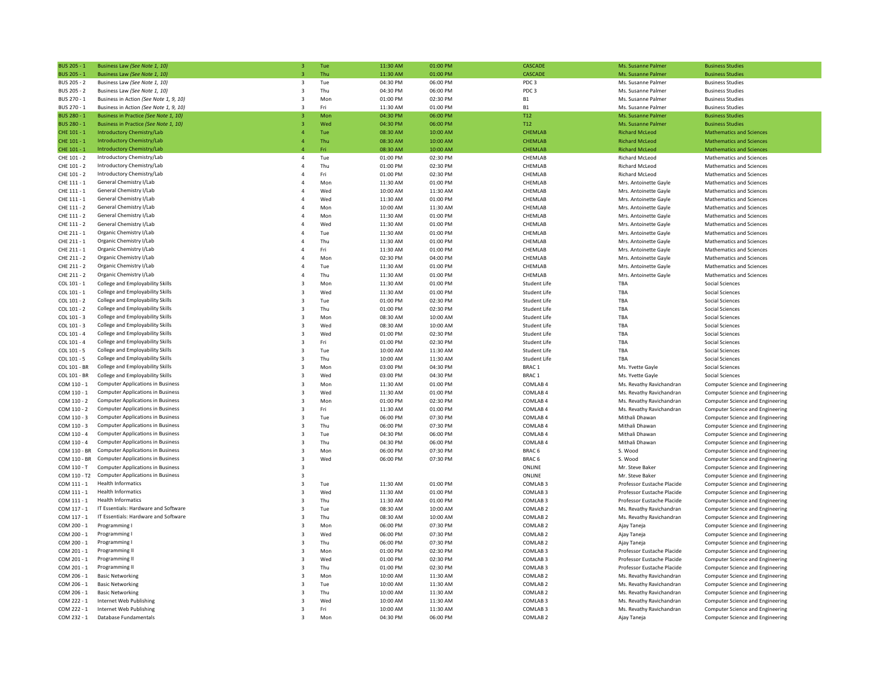| | | | | | | | | |
|---|---|---|---|---|---|---|---|---|
| BUS 205 - 1 | Business Law *(See Note 1, 10)* | 3 | Tue | 11:30 AM | 01:00 PM | CASCADE | Ms. Susanne Palmer | Business Studies |
| BUS 205 - 1 | Business Law *(See Note 1, 10)* | 3 | Thu | 11:30 AM | 01:00 PM | CASCADE | Ms. Susanne Palmer | Business Studies |
| BUS 205 - 2 | Business Law *(See Note 1, 10)* | 3 | Tue | 04:30 PM | 06:00 PM | PDC 3 | Ms. Susanne Palmer | Business Studies |
| BUS 205 - 2 | Business Law *(See Note 1, 10)* | 3 | Thu | 04:30 PM | 06:00 PM | PDC 3 | Ms. Susanne Palmer | Business Studies |
| BUS 270 - 1 | Business in Action *(See Note 1, 9, 10)* | 3 | Mon | 01:00 PM | 02:30 PM | B1 | Ms. Susanne Palmer | Business Studies |
| BUS 270 - 1 | Business in Action *(See Note 1, 9, 10)* | 3 | Fri | 11:30 AM | 01:00 PM | B1 | Ms. Susanne Palmer | Business Studies |
| BUS 280 - 1 | Business in Practice *(See Note 1, 9, 10)* | 3 | Mon | 04:30 PM | 06:00 PM | T12 | Ms. Susanne Palmer | Business Studies |
| BUS 280 - 1 | Business in Practice *(See Note 1, 9, 10)* | 3 | Wed | 04:30 PM | 06:00 PM | T12 | Ms. Susanne Palmer | Business Studies |
| CHE 101 - 1 | Introductory Chemistry/Lab | 4 | Tue | 08:30 AM | 10:00 AM | CHEMLAB | Richard McLeod | Mathematics and Sciences |
| CHE 101 - 1 | Introductory Chemistry/Lab | 4 | Thu | 08:30 AM | 10:00 AM | CHEMLAB | Richard McLeod | Mathematics and Sciences |
| CHE 101 - 1 | Introductory Chemistry/Lab | 4 | Fri | 08:30 AM | 10:00 AM | CHEMLAB | Richard McLeod | Mathematics and Sciences |
| CHE 101 - 2 | Introductory Chemistry/Lab | 4 | Tue | 01:00 PM | 02:30 PM | CHEMLAB | Richard McLeod | Mathematics and Sciences |
| CHE 101 - 2 | Introductory Chemistry/Lab | 4 | Thu | 01:00 PM | 02:30 PM | CHEMLAB | Richard McLeod | Mathematics and Sciences |
| CHE 101 - 2 | Introductory Chemistry/Lab | 4 | Fri | 01:00 PM | 02:30 PM | CHEMLAB | Richard McLeod | Mathematics and Sciences |
| CHE 111 - 1 | General Chemistry I/Lab | 4 | Mon | 11:30 AM | 01:00 PM | CHEMLAB | Mrs. Antoinette Gayle | Mathematics and Sciences |
| CHE 111 - 1 | General Chemistry I/Lab | 4 | Wed | 10:00 AM | 11:30 AM | CHEMLAB | Mrs. Antoinette Gayle | Mathematics and Sciences |
| CHE 111 - 1 | General Chemistry I/Lab | 4 | Wed | 11:30 AM | 01:00 PM | CHEMLAB | Mrs. Antoinette Gayle | Mathematics and Sciences |
| CHE 111 - 2 | General Chemistry I/Lab | 4 | Mon | 10:00 AM | 11:30 AM | CHEMLAB | Mrs. Antoinette Gayle | Mathematics and Sciences |
| CHE 111 - 2 | General Chemistry I/Lab | 4 | Mon | 11:30 AM | 01:00 PM | CHEMLAB | Mrs. Antoinette Gayle | Mathematics and Sciences |
| CHE 111 - 2 | General Chemistry I/Lab | 4 | Wed | 11:30 AM | 01:00 PM | CHEMLAB | Mrs. Antoinette Gayle | Mathematics and Sciences |
| CHE 211 - 1 | Organic Chemistry I/Lab | 4 | Tue | 11:30 AM | 01:00 PM | CHEMLAB | Mrs. Antoinette Gayle | Mathematics and Sciences |
| CHE 211 - 1 | Organic Chemistry I/Lab | 4 | Thu | 11:30 AM | 01:00 PM | CHEMLAB | Mrs. Antoinette Gayle | Mathematics and Sciences |
| CHE 211 - 1 | Organic Chemistry I/Lab | 4 | Fri | 11:30 AM | 01:00 PM | CHEMLAB | Mrs. Antoinette Gayle | Mathematics and Sciences |
| CHE 211 - 2 | Organic Chemistry I/Lab | 4 | Mon | 02:30 PM | 04:00 PM | CHEMLAB | Mrs. Antoinette Gayle | Mathematics and Sciences |
| CHE 211 - 2 | Organic Chemistry I/Lab | 4 | Tue | 11:30 AM | 01:00 PM | CHEMLAB | Mrs. Antoinette Gayle | Mathematics and Sciences |
| CHE 211 - 2 | Organic Chemistry I/Lab | 4 | Thu | 11:30 AM | 01:00 PM | CHEMLAB | Mrs. Antoinette Gayle | Mathematics and Sciences |
| COL 101 - 1 | College and Employability Skills | 3 | Mon | 11:30 AM | 01:00 PM | Student Life | TBA | Social Sciences |
| COL 101 - 1 | College and Employability Skills | 3 | Wed | 11:30 AM | 01:00 PM | Student Life | TBA | Social Sciences |
| COL 101 - 2 | College and Employability Skills | 3 | Tue | 01:00 PM | 02:30 PM | Student Life | TBA | Social Sciences |
| COL 101 - 2 | College and Employability Skills | 3 | Thu | 01:00 PM | 02:30 PM | Student Life | TBA | Social Sciences |
| COL 101 - 3 | College and Employability Skills | 3 | Mon | 08:30 AM | 10:00 AM | Student Life | TBA | Social Sciences |
| COL 101 - 3 | College and Employability Skills | 3 | Wed | 08:30 AM | 10:00 AM | Student Life | TBA | Social Sciences |
| COL 101 - 4 | College and Employability Skills | 3 | Wed | 01:00 PM | 02:30 PM | Student Life | TBA | Social Sciences |
| COL 101 - 4 | College and Employability Skills | 3 | Fri | 01:00 PM | 02:30 PM | Student Life | TBA | Social Sciences |
| COL 101 - 5 | College and Employability Skills | 3 | Tue | 10:00 AM | 11:30 AM | Student Life | TBA | Social Sciences |
| COL 101 - 5 | College and Employability Skills | 3 | Thu | 10:00 AM | 11:30 AM | Student Life | TBA | Social Sciences |
| COL 101 - BR | College and Employability Skills | 3 | Mon | 03:00 PM | 04:30 PM | BRAC 1 | Ms. Yvette Gayle | Social Sciences |
| COL 101 - BR | College and Employability Skills | 3 | Wed | 03:00 PM | 04:30 PM | BRAC 1 | Ms. Yvette Gayle | Social Sciences |
| COM 110 - 1 | Computer Applications in Business | 3 | Mon | 11:30 AM | 01:00 PM | COMLAB 4 | Ms. Revathy Ravichandran | Computer Science and Engineering |
| COM 110 - 1 | Computer Applications in Business | 3 | Wed | 11:30 AM | 01:00 PM | COMLAB 4 | Ms. Revathy Ravichandran | Computer Science and Engineering |
| COM 110 - 2 | Computer Applications in Business | 3 | Mon | 01:00 PM | 02:30 PM | COMLAB 4 | Ms. Revathy Ravichandran | Computer Science and Engineering |
| COM 110 - 2 | Computer Applications in Business | 3 | Fri | 11:30 AM | 01:00 PM | COMLAB 4 | Ms. Revathy Ravichandran | Computer Science and Engineering |
| COM 110 - 3 | Computer Applications in Business | 3 | Tue | 06:00 PM | 07:30 PM | COMLAB 4 | Mithali Dhawan | Computer Science and Engineering |
| COM 110 - 3 | Computer Applications in Business | 3 | Thu | 06:00 PM | 07:30 PM | COMLAB 4 | Mithali Dhawan | Computer Science and Engineering |
| COM 110 - 4 | Computer Applications in Business | 3 | Tue | 04:30 PM | 06:00 PM | COMLAB 4 | Mithali Dhawan | Computer Science and Engineering |
| COM 110 - 4 | Computer Applications in Business | 3 | Thu | 04:30 PM | 06:00 PM | COMLAB 4 | Mithali Dhawan | Computer Science and Engineering |
| COM 110 - BR | Computer Applications in Business | 3 | Mon | 06:00 PM | 07:30 PM | BRAC 6 | S. Wood | Computer Science and Engineering |
| COM 110 - BR | Computer Applications in Business | 3 | Wed | 06:00 PM | 07:30 PM | BRAC 6 | S. Wood | Computer Science and Engineering |
| COM 110 - T | Computer Applications in Business | 3 | | | | ONLINE | Mr. Steve Baker | Computer Science and Engineering |
| COM 110 - T2 | Computer Applications in Business | 3 | | | | ONLINE | Mr. Steve Baker | Computer Science and Engineering |
| COM 111 - 1 | Health Informatics | 3 | Tue | 11:30 AM | 01:00 PM | COMLAB 3 | Professor Eustache Placide | Computer Science and Engineering |
| COM 111 - 1 | Health Informatics | 3 | Wed | 11:30 AM | 01:00 PM | COMLAB 3 | Professor Eustache Placide | Computer Science and Engineering |
| COM 111 - 1 | Health Informatics | 3 | Thu | 11:30 AM | 01:00 PM | COMLAB 3 | Professor Eustache Placide | Computer Science and Engineering |
| COM 117 - 1 | IT Essentials: Hardware and Software | 3 | Tue | 08:30 AM | 10:00 AM | COMLAB 2 | Ms. Revathy Ravichandran | Computer Science and Engineering |
| COM 117 - 1 | IT Essentials: Hardware and Software | 3 | Thu | 08:30 AM | 10:00 AM | COMLAB 2 | Ms. Revathy Ravichandran | Computer Science and Engineering |
| COM 200 - 1 | Programming I | 3 | Mon | 06:00 PM | 07:30 PM | COMLAB 2 | Ajay Taneja | Computer Science and Engineering |
| COM 200 - 1 | Programming I | 3 | Wed | 06:00 PM | 07:30 PM | COMLAB 2 | Ajay Taneja | Computer Science and Engineering |
| COM 200 - 1 | Programming I | 3 | Thu | 06:00 PM | 07:30 PM | COMLAB 2 | Ajay Taneja | Computer Science and Engineering |
| COM 201 - 1 | Programming II | 3 | Mon | 01:00 PM | 02:30 PM | COMLAB 3 | Professor Eustache Placide | Computer Science and Engineering |
| COM 201 - 1 | Programming II | 3 | Wed | 01:00 PM | 02:30 PM | COMLAB 3 | Professor Eustache Placide | Computer Science and Engineering |
| COM 201 - 1 | Programming II | 3 | Thu | 01:00 PM | 02:30 PM | COMLAB 3 | Professor Eustache Placide | Computer Science and Engineering |
| COM 206 - 1 | Basic Networking | 3 | Mon | 10:00 AM | 11:30 AM | COMLAB 2 | Ms. Revathy Ravichandran | Computer Science and Engineering |
| COM 206 - 1 | Basic Networking | 3 | Tue | 10:00 AM | 11:30 AM | COMLAB 2 | Ms. Revathy Ravichandran | Computer Science and Engineering |
| COM 206 - 1 | Basic Networking | 3 | Thu | 10:00 AM | 11:30 AM | COMLAB 2 | Ms. Revathy Ravichandran | Computer Science and Engineering |
| COM 222 - 1 | Internet Web Publishing | 3 | Wed | 10:00 AM | 11:30 AM | COMLAB 3 | Ms. Revathy Ravichandran | Computer Science and Engineering |
| COM 222 - 1 | Internet Web Publishing | 3 | Fri | 10:00 AM | 11:30 AM | COMLAB 3 | Ms. Revathy Ravichandran | Computer Science and Engineering |
| COM 232 - 1 | Database Fundamentals | 3 | Mon | 04:30 PM | 06:00 PM | COMLAB 2 | Ajay Taneja | Computer Science and Engineering |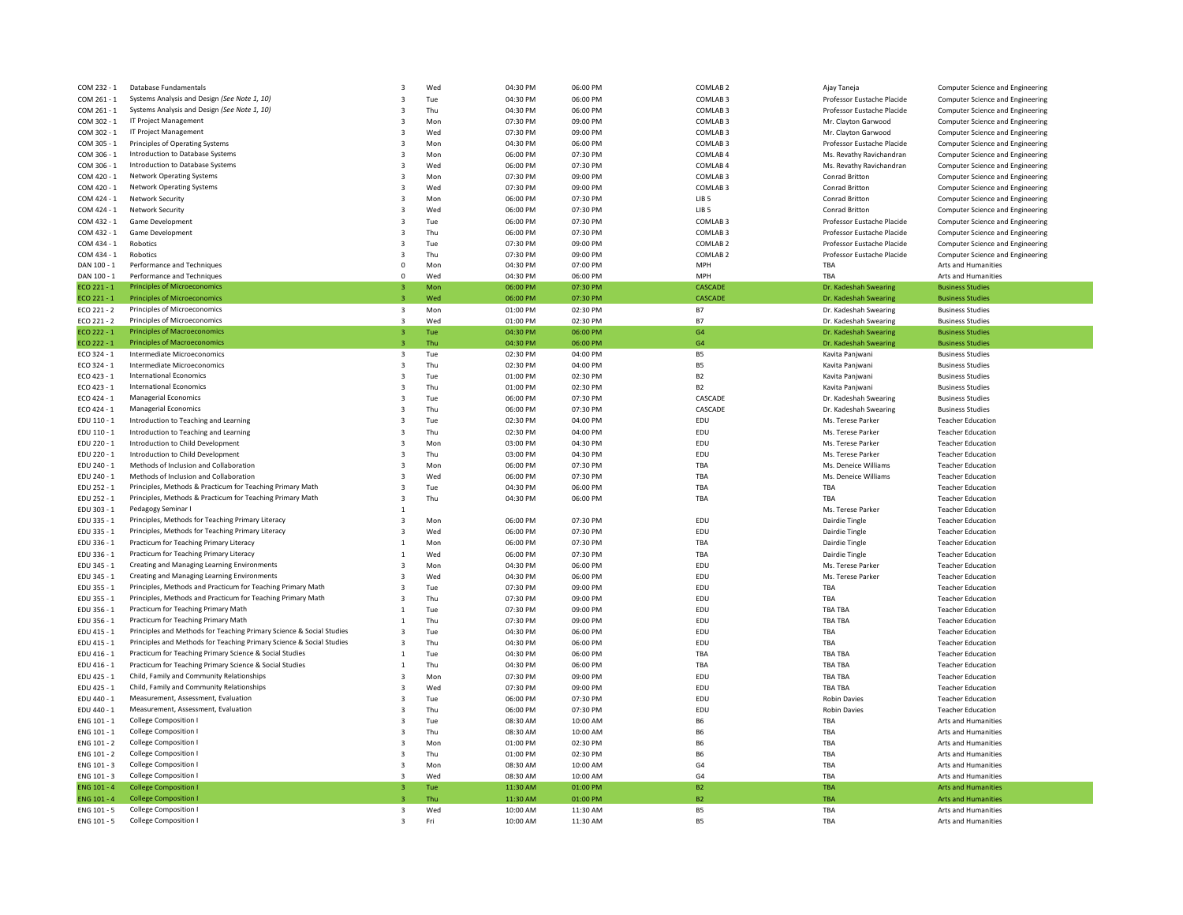| | | | | | | | | |
|---|---|---|---|---|---|---|---|---|
| COM 232 - 1 | Database Fundamentals | 3 | Wed | 04:30 PM | 06:00 PM | COMLAB 2 | Ajay Taneja | Computer Science and Engineering |
| COM 261 - 1 | Systems Analysis and Design *(See Note 1, 10)* | 3 | Tue | 04:30 PM | 06:00 PM | COMLAB 3 | Professor Eustache Placide | Computer Science and Engineering |
| COM 261 - 1 | Systems Analysis and Design *(See Note 1, 10)* | 3 | Thu | 04:30 PM | 06:00 PM | COMLAB 3 | Professor Eustache Placide | Computer Science and Engineering |
| COM 302 - 1 | IT Project Management | 3 | Mon | 07:30 PM | 09:00 PM | COMLAB 3 | Mr. Clayton Garwood | Computer Science and Engineering |
| COM 302 - 1 | IT Project Management | 3 | Wed | 07:30 PM | 09:00 PM | COMLAB 3 | Mr. Clayton Garwood | Computer Science and Engineering |
| COM 305 - 1 | Principles of Operating Systems | 3 | Mon | 04:30 PM | 06:00 PM | COMLAB 3 | Professor Eustache Placide | Computer Science and Engineering |
| COM 306 - 1 | Introduction to Database Systems | 3 | Mon | 06:00 PM | 07:30 PM | COMLAB 4 | Ms. Revathy Ravichandran | Computer Science and Engineering |
| COM 306 - 1 | Introduction to Database Systems | 3 | Wed | 06:00 PM | 07:30 PM | COMLAB 4 | Ms. Revathy Ravichandran | Computer Science and Engineering |
| COM 420 - 1 | Network Operating Systems | 3 | Mon | 07:30 PM | 09:00 PM | COMLAB 3 | Conrad Britton | Computer Science and Engineering |
| COM 420 - 1 | Network Operating Systems | 3 | Wed | 07:30 PM | 09:00 PM | COMLAB 3 | Conrad Britton | Computer Science and Engineering |
| COM 424 - 1 | Network Security | 3 | Mon | 06:00 PM | 07:30 PM | LIB 5 | Conrad Britton | Computer Science and Engineering |
| COM 424 - 1 | Network Security | 3 | Wed | 06:00 PM | 07:30 PM | LIB 5 | Conrad Britton | Computer Science and Engineering |
| COM 432 - 1 | Game Development | 3 | Tue | 06:00 PM | 07:30 PM | COMLAB 3 | Professor Eustache Placide | Computer Science and Engineering |
| COM 432 - 1 | Game Development | 3 | Thu | 06:00 PM | 07:30 PM | COMLAB 3 | Professor Eustache Placide | Computer Science and Engineering |
| COM 434 - 1 | Robotics | 3 | Tue | 07:30 PM | 09:00 PM | COMLAB 2 | Professor Eustache Placide | Computer Science and Engineering |
| COM 434 - 1 | Robotics | 3 | Thu | 07:30 PM | 09:00 PM | COMLAB 2 | Professor Eustache Placide | Computer Science and Engineering |
| DAN 100 - 1 | Performance and Techniques | 0 | Mon | 04:30 PM | 07:00 PM | MPH | TBA | Arts and Humanities |
| DAN 100 - 1 | Performance and Techniques | 0 | Wed | 04:30 PM | 06:00 PM | MPH | TBA | Arts and Humanities |
| ECO 221 - 1 | Principles of Microeconomics | 3 | Mon | 06:00 PM | 07:30 PM | CASCADE | Dr. Kadeshah Swearing | Business Studies |
| ECO 221 - 1 | Principles of Microeconomics | 3 | Wed | 06:00 PM | 07:30 PM | CASCADE | Dr. Kadeshah Swearing | Business Studies |
| ECO 221 - 2 | Principles of Microeconomics | 3 | Mon | 01:00 PM | 02:30 PM | B7 | Dr. Kadeshah Swearing | Business Studies |
| ECO 221 - 2 | Principles of Microeconomics | 3 | Wed | 01:00 PM | 02:30 PM | B7 | Dr. Kadeshah Swearing | Business Studies |
| ECO 222 - 1 | Principles of Macroeconomics | 3 | Tue | 04:30 PM | 06:00 PM | G4 | Dr. Kadeshah Swearing | Business Studies |
| ECO 222 - 1 | Principles of Macroeconomics | 3 | Thu | 04:30 PM | 06:00 PM | G4 | Dr. Kadeshah Swearing | Business Studies |
| ECO 324 - 1 | Intermediate Microeconomics | 3 | Tue | 02:30 PM | 04:00 PM | B5 | Kavita Panjwani | Business Studies |
| ECO 324 - 1 | Intermediate Microeconomics | 3 | Thu | 02:30 PM | 04:00 PM | B5 | Kavita Panjwani | Business Studies |
| ECO 423 - 1 | International Economics | 3 | Tue | 01:00 PM | 02:30 PM | B2 | Kavita Panjwani | Business Studies |
| ECO 423 - 1 | International Economics | 3 | Thu | 01:00 PM | 02:30 PM | B2 | Kavita Panjwani | Business Studies |
| ECO 424 - 1 | Managerial Economics | 3 | Tue | 06:00 PM | 07:30 PM | CASCADE | Dr. Kadeshah Swearing | Business Studies |
| ECO 424 - 1 | Managerial Economics | 3 | Thu | 06:00 PM | 07:30 PM | CASCADE | Dr. Kadeshah Swearing | Business Studies |
| EDU 110 - 1 | Introduction to Teaching and Learning | 3 | Tue | 02:30 PM | 04:00 PM | EDU | Ms. Terese Parker | Teacher Education |
| EDU 110 - 1 | Introduction to Teaching and Learning | 3 | Thu | 02:30 PM | 04:00 PM | EDU | Ms. Terese Parker | Teacher Education |
| EDU 220 - 1 | Introduction to Child Development | 3 | Mon | 03:00 PM | 04:30 PM | EDU | Ms. Terese Parker | Teacher Education |
| EDU 220 - 1 | Introduction to Child Development | 3 | Thu | 03:00 PM | 04:30 PM | EDU | Ms. Terese Parker | Teacher Education |
| EDU 240 - 1 | Methods of Inclusion and Collaboration | 3 | Mon | 06:00 PM | 07:30 PM | TBA | Ms. Deneice Williams | Teacher Education |
| EDU 240 - 1 | Methods of Inclusion and Collaboration | 3 | Wed | 06:00 PM | 07:30 PM | TBA | Ms. Deneice Williams | Teacher Education |
| EDU 252 - 1 | Principles, Methods & Practicum for Teaching Primary Math | 3 | Tue | 04:30 PM | 06:00 PM | TBA | TBA | Teacher Education |
| EDU 252 - 1 | Principles, Methods & Practicum for Teaching Primary Math | 3 | Thu | 04:30 PM | 06:00 PM | TBA | TBA | Teacher Education |
| EDU 303 - 1 | Pedagogy Seminar I | 1 | | | | | Ms. Terese Parker | Teacher Education |
| EDU 335 - 1 | Principles, Methods for Teaching Primary Literacy | 3 | Mon | 06:00 PM | 07:30 PM | EDU | Dairdie Tingle | Teacher Education |
| EDU 335 - 1 | Principles, Methods for Teaching Primary Literacy | 3 | Wed | 06:00 PM | 07:30 PM | EDU | Dairdie Tingle | Teacher Education |
| EDU 336 - 1 | Practicum for Teaching Primary Literacy | 1 | Mon | 06:00 PM | 07:30 PM | TBA | Dairdie Tingle | Teacher Education |
| EDU 336 - 1 | Practicum for Teaching Primary Literacy | 1 | Wed | 06:00 PM | 07:30 PM | TBA | Dairdie Tingle | Teacher Education |
| EDU 345 - 1 | Creating and Managing Learning Environments | 3 | Mon | 04:30 PM | 06:00 PM | EDU | Ms. Terese Parker | Teacher Education |
| EDU 345 - 1 | Creating and Managing Learning Environments | 3 | Wed | 04:30 PM | 06:00 PM | EDU | Ms. Terese Parker | Teacher Education |
| EDU 355 - 1 | Principles, Methods and Practicum for Teaching Primary Math | 3 | Tue | 07:30 PM | 09:00 PM | EDU | TBA | Teacher Education |
| EDU 355 - 1 | Principles, Methods and Practicum for Teaching Primary Math | 3 | Thu | 07:30 PM | 09:00 PM | EDU | TBA | Teacher Education |
| EDU 356 - 1 | Practicum for Teaching Primary Math | 1 | Tue | 07:30 PM | 09:00 PM | EDU | TBA TBA | Teacher Education |
| EDU 356 - 1 | Practicum for Teaching Primary Math | 1 | Thu | 07:30 PM | 09:00 PM | EDU | TBA TBA | Teacher Education |
| EDU 415 - 1 | Principles and Methods for Teaching Primary Science & Social Studies | 3 | Tue | 04:30 PM | 06:00 PM | EDU | TBA | Teacher Education |
| EDU 415 - 1 | Principles and Methods for Teaching Primary Science & Social Studies | 3 | Thu | 04:30 PM | 06:00 PM | EDU | TBA | Teacher Education |
| EDU 416 - 1 | Practicum for Teaching Primary Science & Social Studies | 1 | Tue | 04:30 PM | 06:00 PM | TBA | TBA TBA | Teacher Education |
| EDU 416 - 1 | Practicum for Teaching Primary Science & Social Studies | 1 | Thu | 04:30 PM | 06:00 PM | TBA | TBA TBA | Teacher Education |
| EDU 425 - 1 | Child, Family and Community Relationships | 3 | Mon | 07:30 PM | 09:00 PM | EDU | TBA TBA | Teacher Education |
| EDU 425 - 1 | Child, Family and Community Relationships | 3 | Wed | 07:30 PM | 09:00 PM | EDU | TBA TBA | Teacher Education |
| EDU 440 - 1 | Measurement, Assessment, Evaluation | 3 | Tue | 06:00 PM | 07:30 PM | EDU | Robin Davies | Teacher Education |
| EDU 440 - 1 | Measurement, Assessment, Evaluation | 3 | Thu | 06:00 PM | 07:30 PM | EDU | Robin Davies | Teacher Education |
| ENG 101 - 1 | College Composition I | 3 | Tue | 08:30 AM | 10:00 AM | B6 | TBA | Arts and Humanities |
| ENG 101 - 1 | College Composition I | 3 | Thu | 08:30 AM | 10:00 AM | B6 | TBA | Arts and Humanities |
| ENG 101 - 2 | College Composition I | 3 | Mon | 01:00 PM | 02:30 PM | B6 | TBA | Arts and Humanities |
| ENG 101 - 2 | College Composition I | 3 | Thu | 01:00 PM | 02:30 PM | B6 | TBA | Arts and Humanities |
| ENG 101 - 3 | College Composition I | 3 | Mon | 08:30 AM | 10:00 AM | G4 | TBA | Arts and Humanities |
| ENG 101 - 3 | College Composition I | 3 | Wed | 08:30 AM | 10:00 AM | G4 | TBA | Arts and Humanities |
| ENG 101 - 4 | College Composition I | 3 | Tue | 11:30 AM | 01:00 PM | B2 | TBA | Arts and Humanities |
| ENG 101 - 4 | College Composition I | 3 | Thu | 11:30 AM | 01:00 PM | B2 | TBA | Arts and Humanities |
| ENG 101 - 5 | College Composition I | 3 | Wed | 10:00 AM | 11:30 AM | B5 | TBA | Arts and Humanities |
| ENG 101 - 5 | College Composition I | 3 | Fri | 10:00 AM | 11:30 AM | B5 | TBA | Arts and Humanities |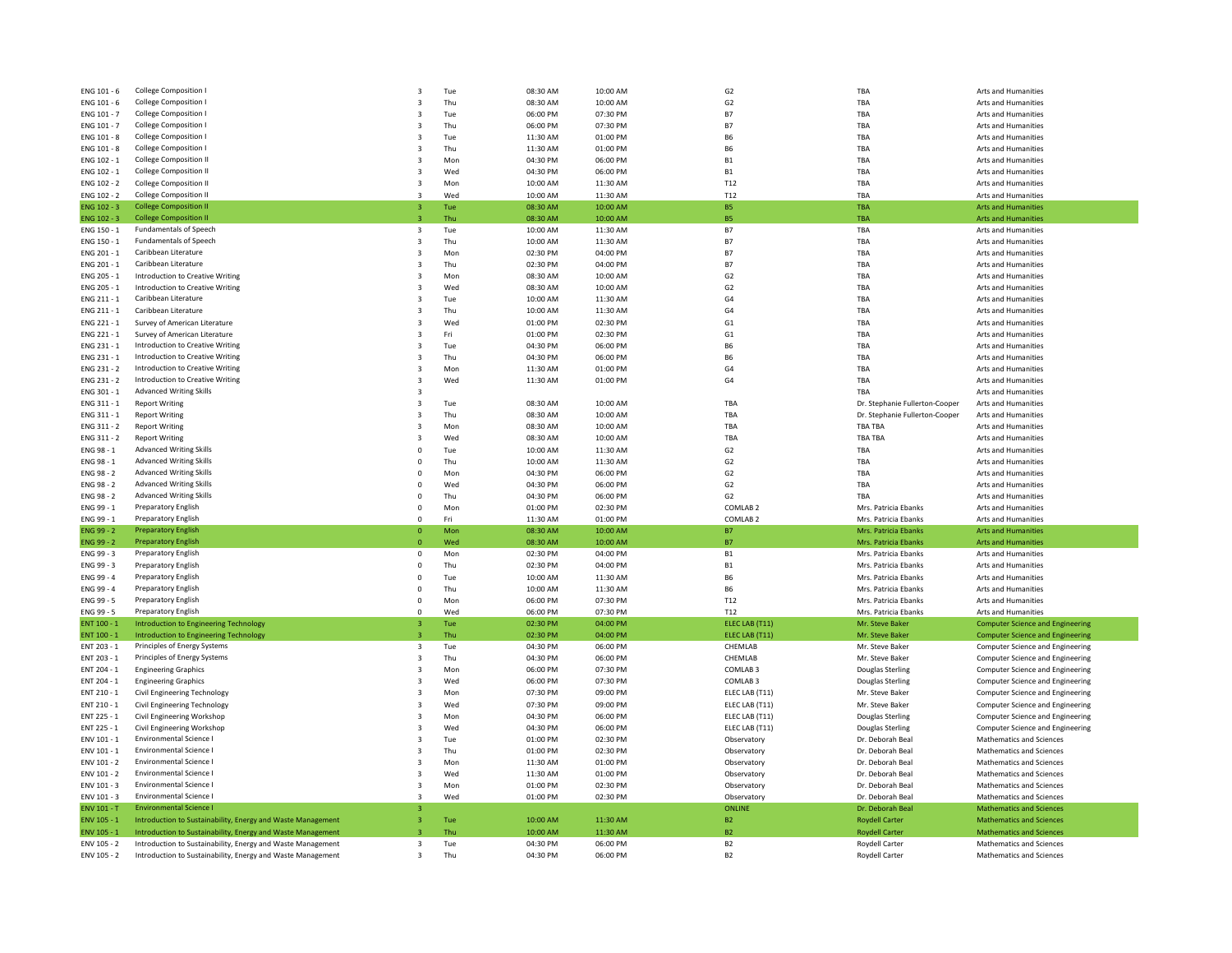| | | | | | | | | |
|---|---|---|---|---|---|---|---|---|
| ENG 101 - 6 | College Composition I | 3 | Tue | 08:30 AM | 10:00 AM | G2 | TBA | Arts and Humanities |
| ENG 101 - 6 | College Composition I | 3 | Thu | 08:30 AM | 10:00 AM | G2 | TBA | Arts and Humanities |
| ENG 101 - 7 | College Composition I | 3 | Tue | 06:00 PM | 07:30 PM | B7 | TBA | Arts and Humanities |
| ENG 101 - 7 | College Composition I | 3 | Thu | 06:00 PM | 07:30 PM | B7 | TBA | Arts and Humanities |
| ENG 101 - 8 | College Composition I | 3 | Tue | 11:30 AM | 01:00 PM | B6 | TBA | Arts and Humanities |
| ENG 101 - 8 | College Composition I | 3 | Thu | 11:30 AM | 01:00 PM | B6 | TBA | Arts and Humanities |
| ENG 102 - 1 | College Composition II | 3 | Mon | 04:30 PM | 06:00 PM | B1 | TBA | Arts and Humanities |
| ENG 102 - 1 | College Composition II | 3 | Wed | 04:30 PM | 06:00 PM | B1 | TBA | Arts and Humanities |
| ENG 102 - 2 | College Composition II | 3 | Mon | 10:00 AM | 11:30 AM | T12 | TBA | Arts and Humanities |
| ENG 102 - 2 | College Composition II | 3 | Wed | 10:00 AM | 11:30 AM | T12 | TBA | Arts and Humanities |
| ENG 102 - 3 | College Composition II | 3 | Tue | 08:30 AM | 10:00 AM | B5 | TBA | Arts and Humanities |
| ENG 102 - 3 | College Composition II | 3 | Thu | 08:30 AM | 10:00 AM | B5 | TBA | Arts and Humanities |
| ENG 150 - 1 | Fundamentals of Speech | 3 | Tue | 10:00 AM | 11:30 AM | B7 | TBA | Arts and Humanities |
| ENG 150 - 1 | Fundamentals of Speech | 3 | Thu | 10:00 AM | 11:30 AM | B7 | TBA | Arts and Humanities |
| ENG 201 - 1 | Caribbean Literature | 3 | Mon | 02:30 PM | 04:00 PM | B7 | TBA | Arts and Humanities |
| ENG 201 - 1 | Caribbean Literature | 3 | Thu | 02:30 PM | 04:00 PM | B7 | TBA | Arts and Humanities |
| ENG 205 - 1 | Introduction to Creative Writing | 3 | Mon | 08:30 AM | 10:00 AM | G2 | TBA | Arts and Humanities |
| ENG 205 - 1 | Introduction to Creative Writing | 3 | Wed | 08:30 AM | 10:00 AM | G2 | TBA | Arts and Humanities |
| ENG 211 - 1 | Caribbean Literature | 3 | Tue | 10:00 AM | 11:30 AM | G4 | TBA | Arts and Humanities |
| ENG 211 - 1 | Caribbean Literature | 3 | Thu | 10:00 AM | 11:30 AM | G4 | TBA | Arts and Humanities |
| ENG 221 - 1 | Survey of American Literature | 3 | Wed | 01:00 PM | 02:30 PM | G1 | TBA | Arts and Humanities |
| ENG 221 - 1 | Survey of American Literature | 3 | Fri | 01:00 PM | 02:30 PM | G1 | TBA | Arts and Humanities |
| ENG 231 - 1 | Introduction to Creative Writing | 3 | Tue | 04:30 PM | 06:00 PM | B6 | TBA | Arts and Humanities |
| ENG 231 - 1 | Introduction to Creative Writing | 3 | Thu | 04:30 PM | 06:00 PM | B6 | TBA | Arts and Humanities |
| ENG 231 - 2 | Introduction to Creative Writing | 3 | Mon | 11:30 AM | 01:00 PM | G4 | TBA | Arts and Humanities |
| ENG 231 - 2 | Introduction to Creative Writing | 3 | Wed | 11:30 AM | 01:00 PM | G4 | TBA | Arts and Humanities |
| ENG 301 - 1 | Advanced Writing Skills | 3 | | | | | TBA | Arts and Humanities |
| ENG 311 - 1 | Report Writing | 3 | Tue | 08:30 AM | 10:00 AM | TBA | Dr. Stephanie Fullerton-Cooper | Arts and Humanities |
| ENG 311 - 1 | Report Writing | 3 | Thu | 08:30 AM | 10:00 AM | TBA | Dr. Stephanie Fullerton-Cooper | Arts and Humanities |
| ENG 311 - 2 | Report Writing | 3 | Mon | 08:30 AM | 10:00 AM | TBA | TBA TBA | Arts and Humanities |
| ENG 311 - 2 | Report Writing | 3 | Wed | 08:30 AM | 10:00 AM | TBA | TBA TBA | Arts and Humanities |
| ENG 98 - 1 | Advanced Writing Skills | 0 | Tue | 10:00 AM | 11:30 AM | G2 | TBA | Arts and Humanities |
| ENG 98 - 1 | Advanced Writing Skills | 0 | Thu | 10:00 AM | 11:30 AM | G2 | TBA | Arts and Humanities |
| ENG 98 - 2 | Advanced Writing Skills | 0 | Mon | 04:30 PM | 06:00 PM | G2 | TBA | Arts and Humanities |
| ENG 98 - 2 | Advanced Writing Skills | 0 | Wed | 04:30 PM | 06:00 PM | G2 | TBA | Arts and Humanities |
| ENG 98 - 2 | Advanced Writing Skills | 0 | Thu | 04:30 PM | 06:00 PM | G2 | TBA | Arts and Humanities |
| ENG 99 - 1 | Preparatory English | 0 | Mon | 01:00 PM | 02:30 PM | COMLAB 2 | Mrs. Patricia Ebanks | Arts and Humanities |
| ENG 99 - 1 | Preparatory English | 0 | Fri | 11:30 AM | 01:00 PM | COMLAB 2 | Mrs. Patricia Ebanks | Arts and Humanities |
| ENG 99 - 2 | Preparatory English | 0 | Mon | 08:30 AM | 10:00 AM | B7 | Mrs. Patricia Ebanks | Arts and Humanities |
| ENG 99 - 2 | Preparatory English | 0 | Wed | 08:30 AM | 10:00 AM | B7 | Mrs. Patricia Ebanks | Arts and Humanities |
| ENG 99 - 3 | Preparatory English | 0 | Mon | 02:30 PM | 04:00 PM | B1 | Mrs. Patricia Ebanks | Arts and Humanities |
| ENG 99 - 3 | Preparatory English | 0 | Thu | 02:30 PM | 04:00 PM | B1 | Mrs. Patricia Ebanks | Arts and Humanities |
| ENG 99 - 4 | Preparatory English | 0 | Tue | 10:00 AM | 11:30 AM | B6 | Mrs. Patricia Ebanks | Arts and Humanities |
| ENG 99 - 4 | Preparatory English | 0 | Thu | 10:00 AM | 11:30 AM | B6 | Mrs. Patricia Ebanks | Arts and Humanities |
| ENG 99 - 5 | Preparatory English | 0 | Mon | 06:00 PM | 07:30 PM | T12 | Mrs. Patricia Ebanks | Arts and Humanities |
| ENG 99 - 5 | Preparatory English | 0 | Wed | 06:00 PM | 07:30 PM | T12 | Mrs. Patricia Ebanks | Arts and Humanities |
| ENT 100 - 1 | Introduction to Engineering Technology | 3 | Tue | 02:30 PM | 04:00 PM | ELEC LAB (T11) | Mr. Steve Baker | Computer Science and Engineering |
| ENT 100 - 1 | Introduction to Engineering Technology | 3 | Thu | 02:30 PM | 04:00 PM | ELEC LAB (T11) | Mr. Steve Baker | Computer Science and Engineering |
| ENT 203 - 1 | Principles of Energy Systems | 3 | Tue | 04:30 PM | 06:00 PM | CHEMLAB | Mr. Steve Baker | Computer Science and Engineering |
| ENT 203 - 1 | Principles of Energy Systems | 3 | Thu | 04:30 PM | 06:00 PM | CHEMLAB | Mr. Steve Baker | Computer Science and Engineering |
| ENT 204 - 1 | Engineering Graphics | 3 | Mon | 06:00 PM | 07:30 PM | COMLAB 3 | Douglas Sterling | Computer Science and Engineering |
| ENT 204 - 1 | Engineering Graphics | 3 | Wed | 06:00 PM | 07:30 PM | COMLAB 3 | Douglas Sterling | Computer Science and Engineering |
| ENT 210 - 1 | Civil Engineering Technology | 3 | Mon | 07:30 PM | 09:00 PM | ELEC LAB (T11) | Mr. Steve Baker | Computer Science and Engineering |
| ENT 210 - 1 | Civil Engineering Technology | 3 | Wed | 07:30 PM | 09:00 PM | ELEC LAB (T11) | Mr. Steve Baker | Computer Science and Engineering |
| ENT 225 - 1 | Civil Engineering Workshop | 3 | Mon | 04:30 PM | 06:00 PM | ELEC LAB (T11) | Douglas Sterling | Computer Science and Engineering |
| ENT 225 - 1 | Civil Engineering Workshop | 3 | Wed | 04:30 PM | 06:00 PM | ELEC LAB (T11) | Douglas Sterling | Computer Science and Engineering |
| ENV 101 - 1 | Environmental Science I | 3 | Tue | 01:00 PM | 02:30 PM | Observatory | Dr. Deborah Beal | Mathematics and Sciences |
| ENV 101 - 1 | Environmental Science I | 3 | Thu | 01:00 PM | 02:30 PM | Observatory | Dr. Deborah Beal | Mathematics and Sciences |
| ENV 101 - 2 | Environmental Science I | 3 | Mon | 11:30 AM | 01:00 PM | Observatory | Dr. Deborah Beal | Mathematics and Sciences |
| ENV 101 - 2 | Environmental Science I | 3 | Wed | 11:30 AM | 01:00 PM | Observatory | Dr. Deborah Beal | Mathematics and Sciences |
| ENV 101 - 3 | Environmental Science I | 3 | Mon | 01:00 PM | 02:30 PM | Observatory | Dr. Deborah Beal | Mathematics and Sciences |
| ENV 101 - 3 | Environmental Science I | 3 | Wed | 01:00 PM | 02:30 PM | Observatory | Dr. Deborah Beal | Mathematics and Sciences |
| ENV 101 - T | Environmental Science I | 3 | | | | ONLINE | Dr. Deborah Beal | Mathematics and Sciences |
| ENV 105 - 1 | Introduction to Sustainability, Energy and Waste Management | 3 | Tue | 10:00 AM | 11:30 AM | B2 | Roydell Carter | Mathematics and Sciences |
| ENV 105 - 1 | Introduction to Sustainability, Energy and Waste Management | 3 | Thu | 10:00 AM | 11:30 AM | B2 | Roydell Carter | Mathematics and Sciences |
| ENV 105 - 2 | Introduction to Sustainability, Energy and Waste Management | 3 | Tue | 04:30 PM | 06:00 PM | B2 | Roydell Carter | Mathematics and Sciences |
| ENV 105 - 2 | Introduction to Sustainability, Energy and Waste Management | 3 | Thu | 04:30 PM | 06:00 PM | B2 | Roydell Carter | Mathematics and Sciences |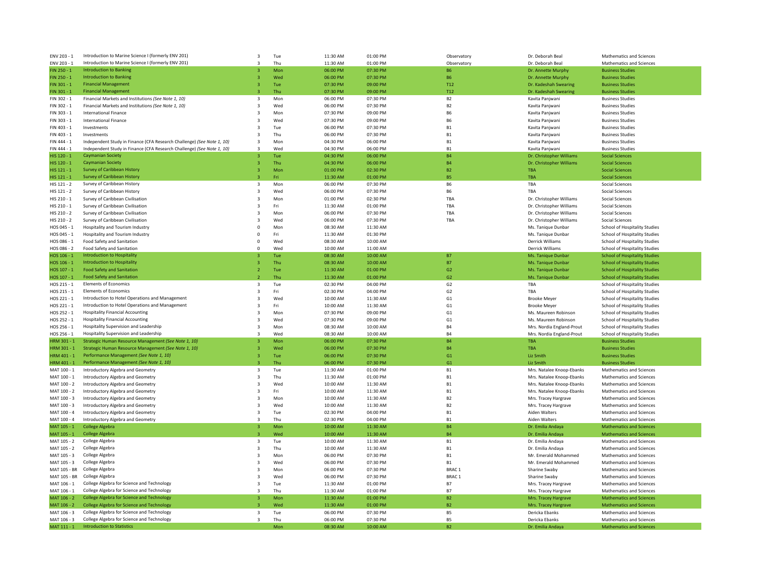| | | | | | | | | |
|---|---|---|---|---|---|---|---|---|
| ENV 203 - 1 | Introduction to Marine Science I (formerly ENV 201) | 3 | Tue | 11:30 AM | 01:00 PM | Observatory | Dr. Deborah Beal | Mathematics and Sciences |
| ENV 203 - 1 | Introduction to Marine Science I (formerly ENV 201) | 3 | Thu | 11:30 AM | 01:00 PM | Observatory | Dr. Deborah Beal | Mathematics and Sciences |
| FIN 250 - 1 | Introduction to Banking | 3 | Mon | 06:00 PM | 07:30 PM | B6 | Dr. Annette Murphy | Business Studies |
| FIN 250 - 1 | Introduction to Banking | 3 | Wed | 06:00 PM | 07:30 PM | B6 | Dr. Annette Murphy | Business Studies |
| FIN 301 - 1 | Financial Management | 3 | Tue | 07:30 PM | 09:00 PM | T12 | Dr. Kadeshah Swearing | Business Studies |
| FIN 301 - 1 | Financial Management | 3 | Thu | 07:30 PM | 09:00 PM | T12 | Dr. Kadeshah Swearing | Business Studies |
| FIN 302 - 1 | Financial Markets and Institutions *(See Note 1, 10)* | 3 | Mon | 06:00 PM | 07:30 PM | B2 | Kavita Panjwani | Business Studies |
| FIN 302 - 1 | Financial Markets and Institutions *(See Note 1, 10)* | 3 | Wed | 06:00 PM | 07:30 PM | B2 | Kavita Panjwani | Business Studies |
| FIN 303 - 1 | International Finance | 3 | Mon | 07:30 PM | 09:00 PM | B6 | Kavita Panjwani | Business Studies |
| FIN 303 - 1 | International Finance | 3 | Wed | 07:30 PM | 09:00 PM | B6 | Kavita Panjwani | Business Studies |
| FIN 403 - 1 | Investments | 3 | Tue | 06:00 PM | 07:30 PM | B1 | Kavita Panjwani | Business Studies |
| FIN 403 - 1 | Investments | 3 | Thu | 06:00 PM | 07:30 PM | B1 | Kavita Panjwani | Business Studies |
| FIN 444 - 1 | Independent Study in Finance (CFA Research Challenge) *(See Note 1, 10)* | 3 | Mon | 04:30 PM | 06:00 PM | B1 | Kavita Panjwani | Business Studies |
| FIN 444 - 1 | Independent Study in Finance (CFA Research Challenge) *(See Note 1, 10)* | 3 | Wed | 04:30 PM | 06:00 PM | B1 | Kavita Panjwani | Business Studies |
| HIS 120 - 1 | Caymanian Society | 3 | Tue | 04:30 PM | 06:00 PM | B4 | Dr. Christopher Williams | Social Sciences |
| HIS 120 - 1 | Caymanian Society | 3 | Thu | 04:30 PM | 06:00 PM | B4 | Dr. Christopher Williams | Social Sciences |
| HIS 121 - 1 | Survey of Caribbean History | 3 | Mon | 01:00 PM | 02:30 PM | B2 | TBA | Social Sciences |
| HIS 121 - 1 | Survey of Caribbean History | 3 | Fri | 11:30 AM | 01:00 PM | B5 | TBA | Social Sciences |
| HIS 121 - 2 | Survey of Caribbean History | 3 | Mon | 06:00 PM | 07:30 PM | B6 | TBA | Social Sciences |
| HIS 121 - 2 | Survey of Caribbean History | 3 | Wed | 06:00 PM | 07:30 PM | B6 | TBA | Social Sciences |
| HIS 210 - 1 | Survey of Caribbean Civilisation | 3 | Mon | 01:00 PM | 02:30 PM | TBA | Dr. Christopher Williams | Social Sciences |
| HIS 210 - 1 | Survey of Caribbean Civilisation | 3 | Fri | 11:30 AM | 01:00 PM | TBA | Dr. Christopher Williams | Social Sciences |
| HIS 210 - 2 | Survey of Caribbean Civilisation | 3 | Mon | 06:00 PM | 07:30 PM | TBA | Dr. Christopher Williams | Social Sciences |
| HIS 210 - 2 | Survey of Caribbean Civilisation | 3 | Wed | 06:00 PM | 07:30 PM | TBA | Dr. Christopher Williams | Social Sciences |
| HOS 045 - 1 | Hospitality and Tourism Industry | 0 | Mon | 08:30 AM | 11:30 AM | | Ms. Tanique Dunbar | School of Hospitality Studies |
| HOS 045 - 1 | Hospitality and Tourism Industry | 0 | Fri | 11:30 AM | 01:30 PM | | Ms. Tanique Dunbar | School of Hospitality Studies |
| HOS 086 - 1 | Food Safety and Sanitation | 0 | Wed | 08:30 AM | 10:00 AM | | Derrick Williams | School of Hospitality Studies |
| HOS 086 - 2 | Food Safety and Sanitation | 0 | Wed | 10:00 AM | 11:00 AM | | Derrick Williams | School of Hospitality Studies |
| HOS 106 - 1 | Introduction to Hospitality | 3 | Tue | 08:30 AM | 10:00 AM | B7 | Ms. Tanique Dunbar | School of Hospitality Studies |
| HOS 106 - 1 | Introduction to Hospitality | 3 | Thu | 08:30 AM | 10:00 AM | B7 | Ms. Tanique Dunbar | School of Hospitality Studies |
| HOS 107 - 1 | Food Safety and Sanitation | 2 | Tue | 11:30 AM | 01:00 PM | G2 | Ms. Tanique Dunbar | School of Hospitality Studies |
| HOS 107 - 1 | Food Safety and Sanitation | 2 | Thu | 11:30 AM | 01:00 PM | G2 | Ms. Tanique Dunbar | School of Hospitality Studies |
| HOS 215 - 1 | Elements of Economics | 3 | Tue | 02:30 PM | 04:00 PM | G2 | TBA | School of Hospitality Studies |
| HOS 215 - 1 | Elements of Economics | 3 | Fri | 02:30 PM | 04:00 PM | G2 | TBA | School of Hospitality Studies |
| HOS 221 - 1 | Introduction to Hotel Operations and Management | 3 | Wed | 10:00 AM | 11:30 AM | G1 | Brooke Meyer | School of Hospitality Studies |
| HOS 221 - 1 | Introduction to Hotel Operations and Management | 3 | Fri | 10:00 AM | 11:30 AM | G1 | Brooke Meyer | School of Hospitality Studies |
| HOS 252 - 1 | Hospitality Financial Accounting | 3 | Mon | 07:30 PM | 09:00 PM | G1 | Ms. Maureen Robinson | School of Hospitality Studies |
| HOS 252 - 1 | Hospitality Financial Accounting | 3 | Wed | 07:30 PM | 09:00 PM | G1 | Ms. Maureen Robinson | School of Hospitality Studies |
| HOS 256 - 1 | Hospitality Supervision and Leadership | 3 | Mon | 08:30 AM | 10:00 AM | B4 | Mrs. Nordia England-Prout | School of Hospitality Studies |
| HOS 256 - 1 | Hospitality Supervision and Leadership | 3 | Wed | 08:30 AM | 10:00 AM | B4 | Mrs. Nordia England-Prout | School of Hospitality Studies |
| HRM 301 - 1 | Strategic Human Resource Management *(See Note 1, 10)* | 3 | Mon | 06:00 PM | 07:30 PM | B4 | TBA | Business Studies |
| HRM 301 - 1 | Strategic Human Resource Management *(See Note 1, 10)* | 3 | Wed | 06:00 PM | 07:30 PM | B4 | TBA | Business Studies |
| HRM 401 - 1 | Performance Management *(See Note 1, 10)* | 3 | Tue | 06:00 PM | 07:30 PM | G1 | Liz Smith | Business Studies |
| HRM 401 - 1 | Performance Management *(See Note 1, 10)* | 3 | Thu | 06:00 PM | 07:30 PM | G1 | Liz Smith | Business Studies |
| MAT 100 - 1 | Introductory Algebra and Geometry | 3 | Tue | 11:30 AM | 01:00 PM | B1 | Mrs. Natalee Knoop-Ebanks | Mathematics and Sciences |
| MAT 100 - 1 | Introductory Algebra and Geometry | 3 | Thu | 11:30 AM | 01:00 PM | B1 | Mrs. Natalee Knoop-Ebanks | Mathematics and Sciences |
| MAT 100 - 2 | Introductory Algebra and Geometry | 3 | Wed | 10:00 AM | 11:30 AM | B1 | Mrs. Natalee Knoop-Ebanks | Mathematics and Sciences |
| MAT 100 - 2 | Introductory Algebra and Geometry | 3 | Fri | 10:00 AM | 11:30 AM | B1 | Mrs. Natalee Knoop-Ebanks | Mathematics and Sciences |
| MAT 100 - 3 | Introductory Algebra and Geometry | 3 | Mon | 10:00 AM | 11:30 AM | B2 | Mrs. Tracey Hargrave | Mathematics and Sciences |
| MAT 100 - 3 | Introductory Algebra and Geometry | 3 | Wed | 10:00 AM | 11:30 AM | B2 | Mrs. Tracey Hargrave | Mathematics and Sciences |
| MAT 100 - 4 | Introductory Algebra and Geometry | 3 | Tue | 02:30 PM | 04:00 PM | B1 | Aiden Walters | Mathematics and Sciences |
| MAT 100 - 4 | Introductory Algebra and Geometry | 3 | Thu | 02:30 PM | 04:00 PM | B1 | Aiden Walters | Mathematics and Sciences |
| MAT 105 - 1 | College Algebra | 3 | Mon | 10:00 AM | 11:30 AM | B4 | Dr. Emilia Andaya | Mathematics and Sciences |
| MAT 105 - 1 | College Algebra | 3 | Wed | 10:00 AM | 11:30 AM | B4 | Dr. Emilia Andaya | Mathematics and Sciences |
| MAT 105 - 2 | College Algebra | 3 | Tue | 10:00 AM | 11:30 AM | B1 | Dr. Emilia Andaya | Mathematics and Sciences |
| MAT 105 - 2 | College Algebra | 3 | Thu | 10:00 AM | 11:30 AM | B1 | Dr. Emilia Andaya | Mathematics and Sciences |
| MAT 105 - 3 | College Algebra | 3 | Mon | 06:00 PM | 07:30 PM | B1 | Mr. Emerald Mohammed | Mathematics and Sciences |
| MAT 105 - 3 | College Algebra | 3 | Wed | 06:00 PM | 07:30 PM | B1 | Mr. Emerald Mohammed | Mathematics and Sciences |
| MAT 105 - BR | College Algebra | 3 | Mon | 06:00 PM | 07:30 PM | BRAC 1 | Sharine Swaby | Mathematics and Sciences |
| MAT 105 - BR | College Algebra | 3 | Wed | 06:00 PM | 07:30 PM | BRAC 1 | Sharine Swaby | Mathematics and Sciences |
| MAT 106 - 1 | College Algebra for Science and Technology | 3 | Tue | 11:30 AM | 01:00 PM | B7 | Mrs. Tracey Hargrave | Mathematics and Sciences |
| MAT 106 - 1 | College Algebra for Science and Technology | 3 | Thu | 11:30 AM | 01:00 PM | B7 | Mrs. Tracey Hargrave | Mathematics and Sciences |
| MAT 106 - 2 | College Algebra for Science and Technology | 3 | Mon | 11:30 AM | 01:00 PM | B2 | Mrs. Tracey Hargrave | Mathematics and Sciences |
| MAT 106 - 2 | College Algebra for Science and Technology | 3 | Wed | 11:30 AM | 01:00 PM | B2 | Mrs. Tracey Hargrave | Mathematics and Sciences |
| MAT 106 - 3 | College Algebra for Science and Technology | 3 | Tue | 06:00 PM | 07:30 PM | B5 | Dericka Ebanks | Mathematics and Sciences |
| MAT 106 - 3 | College Algebra for Science and Technology | 3 | Thu | 06:00 PM | 07:30 PM | B5 | Dericka Ebanks | Mathematics and Sciences |
| MAT 111 - 1 | Introduction to Statistics | | Mon | 08:30 AM | 10:00 AM | B2 | Dr. Emilia Andaya | Mathematics and Sciences |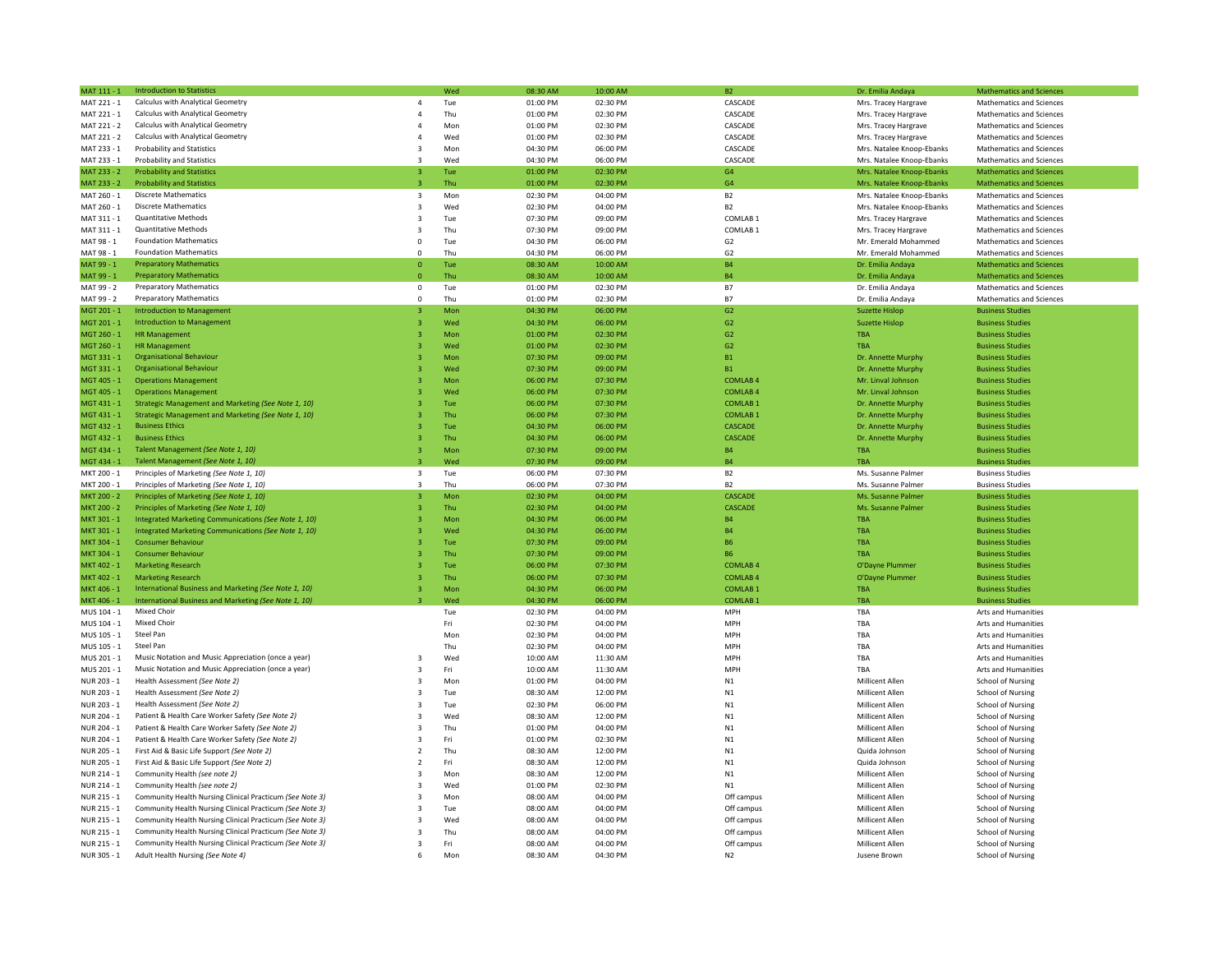| | | | | | | | | |
|---|---|---|---|---|---|---|---|---|
| MAT 111 - 1 | Introduction to Statistics | | Wed | 08:30 AM | 10:00 AM | B2 | Dr. Emilia Andaya | Mathematics and Sciences |
| MAT 221 - 1 | Calculus with Analytical Geometry | 4 | Tue | 01:00 PM | 02:30 PM | CASCADE | Mrs. Tracey Hargrave | Mathematics and Sciences |
| MAT 221 - 1 | Calculus with Analytical Geometry | 4 | Thu | 01:00 PM | 02:30 PM | CASCADE | Mrs. Tracey Hargrave | Mathematics and Sciences |
| MAT 221 - 2 | Calculus with Analytical Geometry | 4 | Mon | 01:00 PM | 02:30 PM | CASCADE | Mrs. Tracey Hargrave | Mathematics and Sciences |
| MAT 221 - 2 | Calculus with Analytical Geometry | 4 | Wed | 01:00 PM | 02:30 PM | CASCADE | Mrs. Tracey Hargrave | Mathematics and Sciences |
| MAT 233 - 1 | Probability and Statistics | 3 | Mon | 04:30 PM | 06:00 PM | CASCADE | Mrs. Natalee Knoop-Ebanks | Mathematics and Sciences |
| MAT 233 - 1 | Probability and Statistics | 3 | Wed | 04:30 PM | 06:00 PM | CASCADE | Mrs. Natalee Knoop-Ebanks | Mathematics and Sciences |
| MAT 233 - 2 | Probability and Statistics | 3 | Tue | 01:00 PM | 02:30 PM | G4 | Mrs. Natalee Knoop-Ebanks | Mathematics and Sciences |
| MAT 233 - 2 | Probability and Statistics | 3 | Thu | 01:00 PM | 02:30 PM | G4 | Mrs. Natalee Knoop-Ebanks | Mathematics and Sciences |
| MAT 260 - 1 | Discrete Mathematics | 3 | Mon | 02:30 PM | 04:00 PM | B2 | Mrs. Natalee Knoop-Ebanks | Mathematics and Sciences |
| MAT 260 - 1 | Discrete Mathematics | 3 | Wed | 02:30 PM | 04:00 PM | B2 | Mrs. Natalee Knoop-Ebanks | Mathematics and Sciences |
| MAT 311 - 1 | Quantitative Methods | 3 | Tue | 07:30 PM | 09:00 PM | COMLAB 1 | Mrs. Tracey Hargrave | Mathematics and Sciences |
| MAT 311 - 1 | Quantitative Methods | 3 | Thu | 07:30 PM | 09:00 PM | COMLAB 1 | Mrs. Tracey Hargrave | Mathematics and Sciences |
| MAT 98 - 1 | Foundation Mathematics | 0 | Tue | 04:30 PM | 06:00 PM | G2 | Mr. Emerald Mohammed | Mathematics and Sciences |
| MAT 98 - 1 | Foundation Mathematics | 0 | Thu | 04:30 PM | 06:00 PM | G2 | Mr. Emerald Mohammed | Mathematics and Sciences |
| MAT 99 - 1 | Preparatory Mathematics | 0 | Tue | 08:30 AM | 10:00 AM | B4 | Dr. Emilia Andaya | Mathematics and Sciences |
| MAT 99 - 1 | Preparatory Mathematics | 0 | Thu | 08:30 AM | 10:00 AM | B4 | Dr. Emilia Andaya | Mathematics and Sciences |
| MAT 99 - 2 | Preparatory Mathematics | 0 | Tue | 01:00 PM | 02:30 PM | B7 | Dr. Emilia Andaya | Mathematics and Sciences |
| MAT 99 - 2 | Preparatory Mathematics | 0 | Thu | 01:00 PM | 02:30 PM | B7 | Dr. Emilia Andaya | Mathematics and Sciences |
| MGT 201 - 1 | Introduction to Management | 3 | Mon | 04:30 PM | 06:00 PM | G2 | Suzette Hislop | Business Studies |
| MGT 201 - 1 | Introduction to Management | 3 | Wed | 04:30 PM | 06:00 PM | G2 | Suzette Hislop | Business Studies |
| MGT 260 - 1 | HR Management | 3 | Mon | 01:00 PM | 02:30 PM | G2 | TBA | Business Studies |
| MGT 260 - 1 | HR Management | 3 | Wed | 01:00 PM | 02:30 PM | G2 | TBA | Business Studies |
| MGT 331 - 1 | Organisational Behaviour | 3 | Mon | 07:30 PM | 09:00 PM | B1 | Dr. Annette Murphy | Business Studies |
| MGT 331 - 1 | Organisational Behaviour | 3 | Wed | 07:30 PM | 09:00 PM | B1 | Dr. Annette Murphy | Business Studies |
| MGT 405 - 1 | Operations Management | 3 | Mon | 06:00 PM | 07:30 PM | COMLAB 4 | Mr. Linval Johnson | Business Studies |
| MGT 405 - 1 | Operations Management | 3 | Wed | 06:00 PM | 07:30 PM | COMLAB 4 | Mr. Linval Johnson | Business Studies |
| MGT 431 - 1 | Strategic Management and Marketing *(See Note 1, 10)* | 3 | Tue | 06:00 PM | 07:30 PM | COMLAB 1 | Dr. Annette Murphy | Business Studies |
| MGT 431 - 1 | Strategic Management and Marketing *(See Note 1, 10)* | 3 | Thu | 06:00 PM | 07:30 PM | COMLAB 1 | Dr. Annette Murphy | Business Studies |
| MGT 432 - 1 | Business Ethics | 3 | Tue | 04:30 PM | 06:00 PM | CASCADE | Dr. Annette Murphy | Business Studies |
| MGT 432 - 1 | Business Ethics | 3 | Thu | 04:30 PM | 06:00 PM | CASCADE | Dr. Annette Murphy | Business Studies |
| MGT 434 - 1 | Talent Management *(See Note 1, 10)* | 3 | Mon | 07:30 PM | 09:00 PM | B4 | TBA | Business Studies |
| MGT 434 - 1 | Talent Management *(See Note 1, 10)* | 3 | Wed | 07:30 PM | 09:00 PM | B4 | TBA | Business Studies |
| MKT 200 - 1 | Principles of Marketing *(See Note 1, 10)* | 3 | Tue | 06:00 PM | 07:30 PM | B2 | Ms. Susanne Palmer | Business Studies |
| MKT 200 - 1 | Principles of Marketing *(See Note 1, 10)* | 3 | Thu | 06:00 PM | 07:30 PM | B2 | Ms. Susanne Palmer | Business Studies |
| MKT 200 - 2 | Principles of Marketing *(See Note 1, 10)* | 3 | Mon | 02:30 PM | 04:00 PM | CASCADE | Ms. Susanne Palmer | Business Studies |
| MKT 200 - 2 | Principles of Marketing *(See Note 1, 10)* | 3 | Thu | 02:30 PM | 04:00 PM | CASCADE | Ms. Susanne Palmer | Business Studies |
| MKT 301 - 1 | Integrated Marketing Communications *(See Note 1, 10)* | 3 | Mon | 04:30 PM | 06:00 PM | B4 | TBA | Business Studies |
| MKT 301 - 1 | Integrated Marketing Communications *(See Note 1, 10)* | 3 | Wed | 04:30 PM | 06:00 PM | B4 | TBA | Business Studies |
| MKT 304 - 1 | Consumer Behaviour | 3 | Tue | 07:30 PM | 09:00 PM | B6 | TBA | Business Studies |
| MKT 304 - 1 | Consumer Behaviour | 3 | Thu | 07:30 PM | 09:00 PM | B6 | TBA | Business Studies |
| MKT 402 - 1 | Marketing Research | 3 | Tue | 06:00 PM | 07:30 PM | COMLAB 4 | O'Dayne Plummer | Business Studies |
| MKT 402 - 1 | Marketing Research | 3 | Thu | 06:00 PM | 07:30 PM | COMLAB 4 | O'Dayne Plummer | Business Studies |
| MKT 406 - 1 | International Business and Marketing *(See Note 1, 10)* | 3 | Mon | 04:30 PM | 06:00 PM | COMLAB 1 | TBA | Business Studies |
| MKT 406 - 1 | International Business and Marketing *(See Note 1, 10)* | 3 | Wed | 04:30 PM | 06:00 PM | COMLAB 1 | TBA | Business Studies |
| MUS 104 - 1 | Mixed Choir | | Tue | 02:30 PM | 04:00 PM | MPH | TBA | Arts and Humanities |
| MUS 104 - 1 | Mixed Choir | | Fri | 02:30 PM | 04:00 PM | MPH | TBA | Arts and Humanities |
| MUS 105 - 1 | Steel Pan | | Mon | 02:30 PM | 04:00 PM | MPH | TBA | Arts and Humanities |
| MUS 105 - 1 | Steel Pan | | Thu | 02:30 PM | 04:00 PM | MPH | TBA | Arts and Humanities |
| MUS 201 - 1 | Music Notation and Music Appreciation (once a year) | 3 | Wed | 10:00 AM | 11:30 AM | MPH | TBA | Arts and Humanities |
| MUS 201 - 1 | Music Notation and Music Appreciation (once a year) | 3 | Fri | 10:00 AM | 11:30 AM | MPH | TBA | Arts and Humanities |
| NUR 203 - 1 | Health Assessment *(See Note 2)* | 3 | Mon | 01:00 PM | 04:00 PM | N1 | Millicent Allen | School of Nursing |
| NUR 203 - 1 | Health Assessment *(See Note 2)* | 3 | Tue | 08:30 AM | 12:00 PM | N1 | Millicent Allen | School of Nursing |
| NUR 203 - 1 | Health Assessment *(See Note 2)* | 3 | Tue | 02:30 PM | 06:00 PM | N1 | Millicent Allen | School of Nursing |
| NUR 204 - 1 | Patient & Health Care Worker Safety *(See Note 2)* | 3 | Wed | 08:30 AM | 12:00 PM | N1 | Millicent Allen | School of Nursing |
| NUR 204 - 1 | Patient & Health Care Worker Safety *(See Note 2)* | 3 | Thu | 01:00 PM | 04:00 PM | N1 | Millicent Allen | School of Nursing |
| NUR 204 - 1 | Patient & Health Care Worker Safety *(See Note 2)* | 3 | Fri | 01:00 PM | 02:30 PM | N1 | Millicent Allen | School of Nursing |
| NUR 205 - 1 | First Aid & Basic Life Support *(See Note 2)* | 2 | Thu | 08:30 AM | 12:00 PM | N1 | Quida Johnson | School of Nursing |
| NUR 205 - 1 | First Aid & Basic Life Support *(See Note 2)* | 2 | Fri | 08:30 AM | 12:00 PM | N1 | Quida Johnson | School of Nursing |
| NUR 214 - 1 | Community Health *(see note 2)* | 3 | Mon | 08:30 AM | 12:00 PM | N1 | Millicent Allen | School of Nursing |
| NUR 214 - 1 | Community Health *(see note 2)* | 3 | Wed | 01:00 PM | 02:30 PM | N1 | Millicent Allen | School of Nursing |
| NUR 215 - 1 | Community Health Nursing Clinical Practicum *(See Note 3)* | 3 | Mon | 08:00 AM | 04:00 PM | Off campus | Millicent Allen | School of Nursing |
| NUR 215 - 1 | Community Health Nursing Clinical Practicum *(See Note 3)* | 3 | Tue | 08:00 AM | 04:00 PM | Off campus | Millicent Allen | School of Nursing |
| NUR 215 - 1 | Community Health Nursing Clinical Practicum *(See Note 3)* | 3 | Wed | 08:00 AM | 04:00 PM | Off campus | Millicent Allen | School of Nursing |
| NUR 215 - 1 | Community Health Nursing Clinical Practicum *(See Note 3)* | 3 | Thu | 08:00 AM | 04:00 PM | Off campus | Millicent Allen | School of Nursing |
| NUR 215 - 1 | Community Health Nursing Clinical Practicum *(See Note 3)* | 3 | Fri | 08:00 AM | 04:00 PM | Off campus | Millicent Allen | School of Nursing |
| NUR 305 - 1 | Adult Health Nursing *(See Note 4)* | 6 | Mon | 08:30 AM | 04:30 PM | N2 | Jusene Brown | School of Nursing |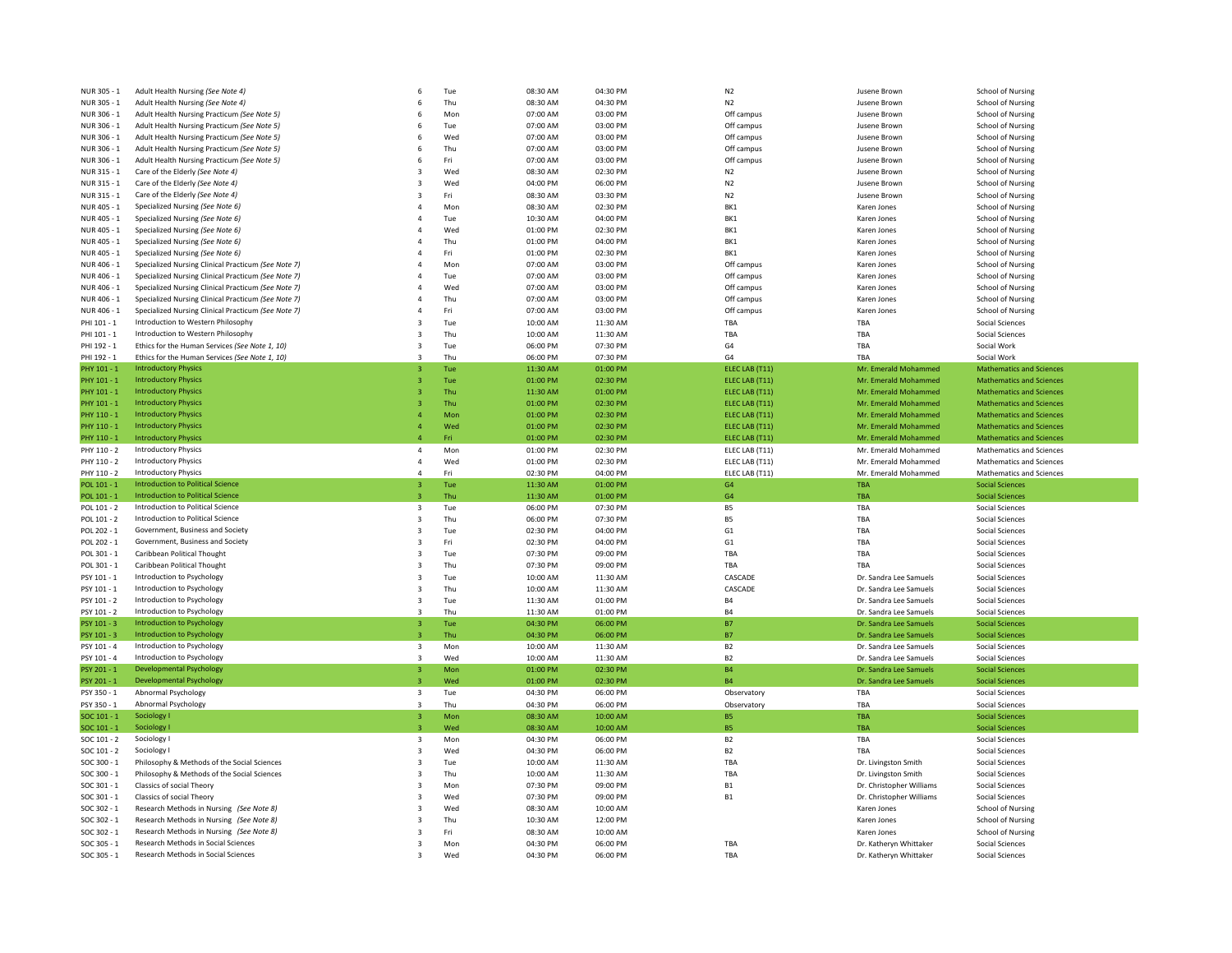| | | | | | | | | |
|---|---|---|---|---|---|---|---|---|
| NUR 305 - 1 | Adult Health Nursing *(See Note 4)* | 6 | Tue | 08:30 AM | 04:30 PM | N2 | Jusene Brown | School of Nursing |
| NUR 305 - 1 | Adult Health Nursing *(See Note 4)* | 6 | Thu | 08:30 AM | 04:30 PM | N2 | Jusene Brown | School of Nursing |
| NUR 306 - 1 | Adult Health Nursing Practicum *(See Note 5)* | 6 | Mon | 07:00 AM | 03:00 PM | Off campus | Jusene Brown | School of Nursing |
| NUR 306 - 1 | Adult Health Nursing Practicum *(See Note 5)* | 6 | Tue | 07:00 AM | 03:00 PM | Off campus | Jusene Brown | School of Nursing |
| NUR 306 - 1 | Adult Health Nursing Practicum *(See Note 5)* | 6 | Wed | 07:00 AM | 03:00 PM | Off campus | Jusene Brown | School of Nursing |
| NUR 306 - 1 | Adult Health Nursing Practicum *(See Note 5)* | 6 | Thu | 07:00 AM | 03:00 PM | Off campus | Jusene Brown | School of Nursing |
| NUR 306 - 1 | Adult Health Nursing Practicum *(See Note 5)* | 6 | Fri | 07:00 AM | 03:00 PM | Off campus | Jusene Brown | School of Nursing |
| NUR 315 - 1 | Care of the Elderly *(See Note 4)* | 3 | Wed | 08:30 AM | 02:30 PM | N2 | Jusene Brown | School of Nursing |
| NUR 315 - 1 | Care of the Elderly *(See Note 4)* | 3 | Wed | 04:00 PM | 06:00 PM | N2 | Jusene Brown | School of Nursing |
| NUR 315 - 1 | Care of the Elderly *(See Note 4)* | 3 | Fri | 08:30 AM | 03:30 PM | N2 | Jusene Brown | School of Nursing |
| NUR 405 - 1 | Specialized Nursing *(See Note 6)* | 4 | Mon | 08:30 AM | 02:30 PM | BK1 | Karen Jones | School of Nursing |
| NUR 405 - 1 | Specialized Nursing *(See Note 6)* | 4 | Tue | 10:30 AM | 04:00 PM | BK1 | Karen Jones | School of Nursing |
| NUR 405 - 1 | Specialized Nursing *(See Note 6)* | 4 | Wed | 01:00 PM | 02:30 PM | BK1 | Karen Jones | School of Nursing |
| NUR 405 - 1 | Specialized Nursing *(See Note 6)* | 4 | Thu | 01:00 PM | 04:00 PM | BK1 | Karen Jones | School of Nursing |
| NUR 405 - 1 | Specialized Nursing *(See Note 6)* | 4 | Fri | 01:00 PM | 02:30 PM | BK1 | Karen Jones | School of Nursing |
| NUR 406 - 1 | Specialized Nursing Clinical Practicum *(See Note 7)* | 4 | Mon | 07:00 AM | 03:00 PM | Off campus | Karen Jones | School of Nursing |
| NUR 406 - 1 | Specialized Nursing Clinical Practicum *(See Note 7)* | 4 | Tue | 07:00 AM | 03:00 PM | Off campus | Karen Jones | School of Nursing |
| NUR 406 - 1 | Specialized Nursing Clinical Practicum *(See Note 7)* | 4 | Wed | 07:00 AM | 03:00 PM | Off campus | Karen Jones | School of Nursing |
| NUR 406 - 1 | Specialized Nursing Clinical Practicum *(See Note 7)* | 4 | Thu | 07:00 AM | 03:00 PM | Off campus | Karen Jones | School of Nursing |
| NUR 406 - 1 | Specialized Nursing Clinical Practicum *(See Note 7)* | 4 | Fri | 07:00 AM | 03:00 PM | Off campus | Karen Jones | School of Nursing |
| PHI 101 - 1 | Introduction to Western Philosophy | 3 | Tue | 10:00 AM | 11:30 AM | TBA | TBA | Social Sciences |
| PHI 101 - 1 | Introduction to Western Philosophy | 3 | Thu | 10:00 AM | 11:30 AM | TBA | TBA | Social Sciences |
| PHI 192 - 1 | Ethics for the Human Services *(See Note 1, 10)* | 3 | Tue | 06:00 PM | 07:30 PM | G4 | TBA | Social Work |
| PHI 192 - 1 | Ethics for the Human Services *(See Note 1, 10)* | 3 | Thu | 06:00 PM | 07:30 PM | G4 | TBA | Social Work |
| PHY 101 - 1 | Introductory Physics | 3 | Tue | 11:30 AM | 01:00 PM | ELEC LAB (T11) | Mr. Emerald Mohammed | Mathematics and Sciences |
| PHY 101 - 1 | Introductory Physics | 3 | Tue | 01:00 PM | 02:30 PM | ELEC LAB (T11) | Mr. Emerald Mohammed | Mathematics and Sciences |
| PHY 101 - 1 | Introductory Physics | 3 | Thu | 11:30 AM | 01:00 PM | ELEC LAB (T11) | Mr. Emerald Mohammed | Mathematics and Sciences |
| PHY 101 - 1 | Introductory Physics | 3 | Thu | 01:00 PM | 02:30 PM | ELEC LAB (T11) | Mr. Emerald Mohammed | Mathematics and Sciences |
| PHY 110 - 1 | Introductory Physics | 4 | Mon | 01:00 PM | 02:30 PM | ELEC LAB (T11) | Mr. Emerald Mohammed | Mathematics and Sciences |
| PHY 110 - 1 | Introductory Physics | 4 | Wed | 01:00 PM | 02:30 PM | ELEC LAB (T11) | Mr. Emerald Mohammed | Mathematics and Sciences |
| PHY 110 - 1 | Introductory Physics | 4 | Fri | 01:00 PM | 02:30 PM | ELEC LAB (T11) | Mr. Emerald Mohammed | Mathematics and Sciences |
| PHY 110 - 2 | Introductory Physics | 4 | Mon | 01:00 PM | 02:30 PM | ELEC LAB (T11) | Mr. Emerald Mohammed | Mathematics and Sciences |
| PHY 110 - 2 | Introductory Physics | 4 | Wed | 01:00 PM | 02:30 PM | ELEC LAB (T11) | Mr. Emerald Mohammed | Mathematics and Sciences |
| PHY 110 - 2 | Introductory Physics | 4 | Fri | 02:30 PM | 04:00 PM | ELEC LAB (T11) | Mr. Emerald Mohammed | Mathematics and Sciences |
| POL 101 - 1 | Introduction to Political Science | 3 | Tue | 11:30 AM | 01:00 PM | G4 | TBA | Social Sciences |
| POL 101 - 1 | Introduction to Political Science | 3 | Thu | 11:30 AM | 01:00 PM | G4 | TBA | Social Sciences |
| POL 101 - 2 | Introduction to Political Science | 3 | Tue | 06:00 PM | 07:30 PM | B5 | TBA | Social Sciences |
| POL 101 - 2 | Introduction to Political Science | 3 | Thu | 06:00 PM | 07:30 PM | B5 | TBA | Social Sciences |
| POL 202 - 1 | Government, Business and Society | 3 | Tue | 02:30 PM | 04:00 PM | G1 | TBA | Social Sciences |
| POL 202 - 1 | Government, Business and Society | 3 | Fri | 02:30 PM | 04:00 PM | G1 | TBA | Social Sciences |
| POL 301 - 1 | Caribbean Political Thought | 3 | Tue | 07:30 PM | 09:00 PM | TBA | TBA | Social Sciences |
| POL 301 - 1 | Caribbean Political Thought | 3 | Thu | 07:30 PM | 09:00 PM | TBA | TBA | Social Sciences |
| PSY 101 - 1 | Introduction to Psychology | 3 | Tue | 10:00 AM | 11:30 AM | CASCADE | Dr. Sandra Lee Samuels | Social Sciences |
| PSY 101 - 1 | Introduction to Psychology | 3 | Thu | 10:00 AM | 11:30 AM | CASCADE | Dr. Sandra Lee Samuels | Social Sciences |
| PSY 101 - 2 | Introduction to Psychology | 3 | Tue | 11:30 AM | 01:00 PM | B4 | Dr. Sandra Lee Samuels | Social Sciences |
| PSY 101 - 2 | Introduction to Psychology | 3 | Thu | 11:30 AM | 01:00 PM | B4 | Dr. Sandra Lee Samuels | Social Sciences |
| PSY 101 - 3 | Introduction to Psychology | 3 | Tue | 04:30 PM | 06:00 PM | B7 | Dr. Sandra Lee Samuels | Social Sciences |
| PSY 101 - 3 | Introduction to Psychology | 3 | Thu | 04:30 PM | 06:00 PM | B7 | Dr. Sandra Lee Samuels | Social Sciences |
| PSY 101 - 4 | Introduction to Psychology | 3 | Mon | 10:00 AM | 11:30 AM | B2 | Dr. Sandra Lee Samuels | Social Sciences |
| PSY 101 - 4 | Introduction to Psychology | 3 | Wed | 10:00 AM | 11:30 AM | B2 | Dr. Sandra Lee Samuels | Social Sciences |
| PSY 201 - 1 | Developmental Psychology | 3 | Mon | 01:00 PM | 02:30 PM | B4 | Dr. Sandra Lee Samuels | Social Sciences |
| PSY 201 - 1 | Developmental Psychology | 3 | Wed | 01:00 PM | 02:30 PM | B4 | Dr. Sandra Lee Samuels | Social Sciences |
| PSY 350 - 1 | Abnormal Psychology | 3 | Tue | 04:30 PM | 06:00 PM | Observatory | TBA | Social Sciences |
| PSY 350 - 1 | Abnormal Psychology | 3 | Thu | 04:30 PM | 06:00 PM | Observatory | TBA | Social Sciences |
| SOC 101 - 1 | Sociology I | 3 | Mon | 08:30 AM | 10:00 AM | B5 | TBA | Social Sciences |
| SOC 101 - 1 | Sociology I | 3 | Wed | 08:30 AM | 10:00 AM | B5 | TBA | Social Sciences |
| SOC 101 - 2 | Sociology I | 3 | Mon | 04:30 PM | 06:00 PM | B2 | TBA | Social Sciences |
| SOC 101 - 2 | Sociology I | 3 | Wed | 04:30 PM | 06:00 PM | B2 | TBA | Social Sciences |
| SOC 300 - 1 | Philosophy & Methods of the Social Sciences | 3 | Tue | 10:00 AM | 11:30 AM | TBA | Dr. Livingston Smith | Social Sciences |
| SOC 300 - 1 | Philosophy & Methods of the Social Sciences | 3 | Thu | 10:00 AM | 11:30 AM | TBA | Dr. Livingston Smith | Social Sciences |
| SOC 301 - 1 | Classics of social Theory | 3 | Mon | 07:30 PM | 09:00 PM | B1 | Dr. Christopher Williams | Social Sciences |
| SOC 301 - 1 | Classics of social Theory | 3 | Wed | 07:30 PM | 09:00 PM | B1 | Dr. Christopher Williams | Social Sciences |
| SOC 302 - 1 | Research Methods in Nursing *(See Note 8)* | 3 | Wed | 08:30 AM | 10:00 AM | | Karen Jones | School of Nursing |
| SOC 302 - 1 | Research Methods in Nursing *(See Note 8)* | 3 | Thu | 10:30 AM | 12:00 PM | | Karen Jones | School of Nursing |
| SOC 302 - 1 | Research Methods in Nursing *(See Note 8)* | 3 | Fri | 08:30 AM | 10:00 AM | | Karen Jones | School of Nursing |
| SOC 305 - 1 | Research Methods in Social Sciences | 3 | Mon | 04:30 PM | 06:00 PM | TBA | Dr. Katheryn Whittaker | Social Sciences |
| SOC 305 - 1 | Research Methods in Social Sciences | 3 | Wed | 04:30 PM | 06:00 PM | TBA | Dr. Katheryn Whittaker | Social Sciences |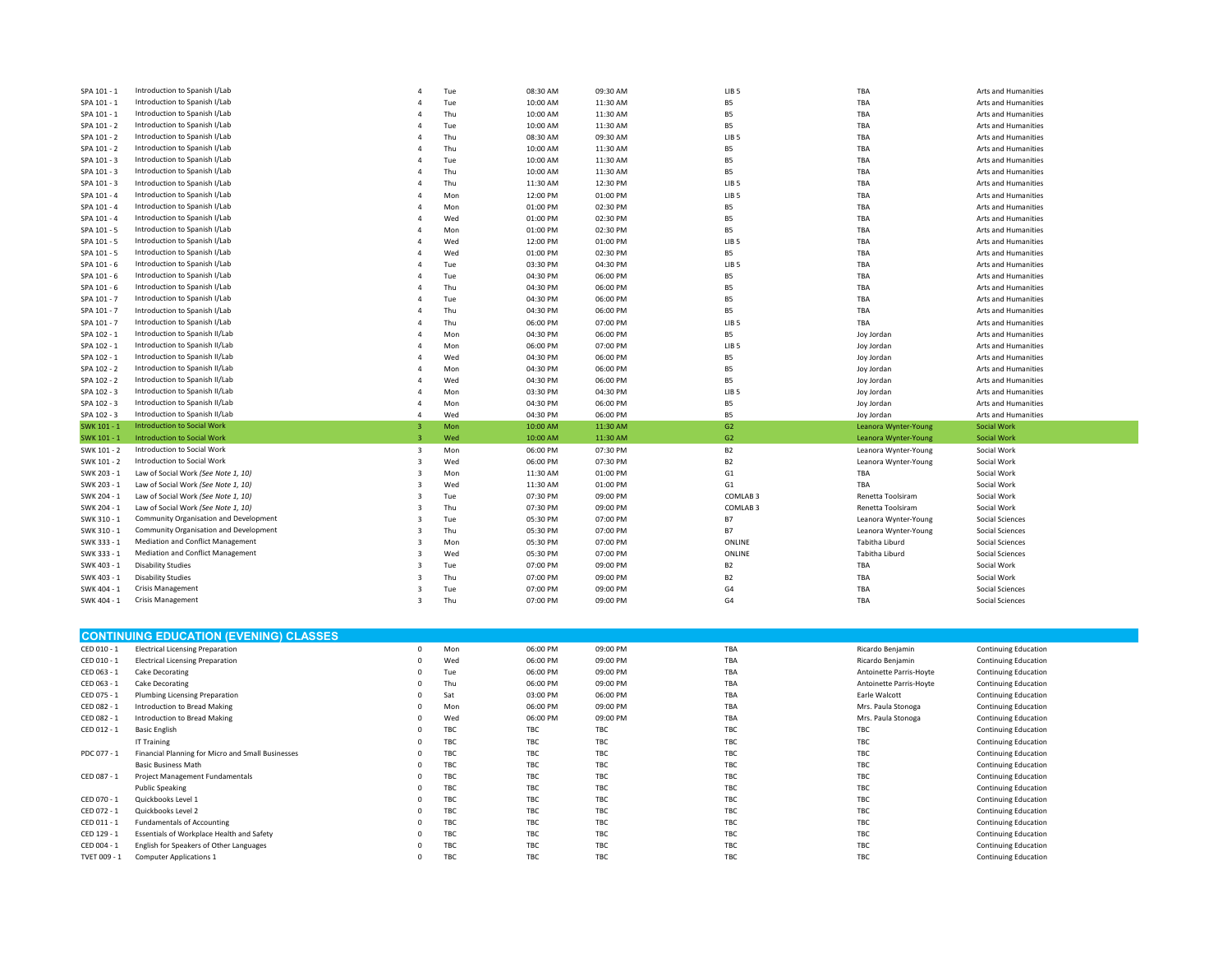| | | | | | | | | |
|---|---|---|---|---|---|---|---|---|
| SPA 101 - 1 | Introduction to Spanish I/Lab | 4 | Tue | 08:30 AM | 09:30 AM | LIB 5 | TBA | Arts and Humanities |
| SPA 101 - 1 | Introduction to Spanish I/Lab | 4 | Tue | 10:00 AM | 11:30 AM | B5 | TBA | Arts and Humanities |
| SPA 101 - 1 | Introduction to Spanish I/Lab | 4 | Thu | 10:00 AM | 11:30 AM | B5 | TBA | Arts and Humanities |
| SPA 101 - 2 | Introduction to Spanish I/Lab | 4 | Tue | 10:00 AM | 11:30 AM | B5 | TBA | Arts and Humanities |
| SPA 101 - 2 | Introduction to Spanish I/Lab | 4 | Thu | 08:30 AM | 09:30 AM | LIB 5 | TBA | Arts and Humanities |
| SPA 101 - 2 | Introduction to Spanish I/Lab | 4 | Thu | 10:00 AM | 11:30 AM | B5 | TBA | Arts and Humanities |
| SPA 101 - 3 | Introduction to Spanish I/Lab | 4 | Tue | 10:00 AM | 11:30 AM | B5 | TBA | Arts and Humanities |
| SPA 101 - 3 | Introduction to Spanish I/Lab | 4 | Thu | 10:00 AM | 11:30 AM | B5 | TBA | Arts and Humanities |
| SPA 101 - 3 | Introduction to Spanish I/Lab | 4 | Thu | 11:30 AM | 12:30 PM | LIB 5 | TBA | Arts and Humanities |
| SPA 101 - 4 | Introduction to Spanish I/Lab | 4 | Mon | 12:00 PM | 01:00 PM | LIB 5 | TBA | Arts and Humanities |
| SPA 101 - 4 | Introduction to Spanish I/Lab | 4 | Mon | 01:00 PM | 02:30 PM | B5 | TBA | Arts and Humanities |
| SPA 101 - 4 | Introduction to Spanish I/Lab | 4 | Wed | 01:00 PM | 02:30 PM | B5 | TBA | Arts and Humanities |
| SPA 101 - 5 | Introduction to Spanish I/Lab | 4 | Mon | 01:00 PM | 02:30 PM | B5 | TBA | Arts and Humanities |
| SPA 101 - 5 | Introduction to Spanish I/Lab | 4 | Wed | 12:00 PM | 01:00 PM | LIB 5 | TBA | Arts and Humanities |
| SPA 101 - 5 | Introduction to Spanish I/Lab | 4 | Wed | 01:00 PM | 02:30 PM | B5 | TBA | Arts and Humanities |
| SPA 101 - 6 | Introduction to Spanish I/Lab | 4 | Tue | 03:30 PM | 04:30 PM | LIB 5 | TBA | Arts and Humanities |
| SPA 101 - 6 | Introduction to Spanish I/Lab | 4 | Tue | 04:30 PM | 06:00 PM | B5 | TBA | Arts and Humanities |
| SPA 101 - 6 | Introduction to Spanish I/Lab | 4 | Thu | 04:30 PM | 06:00 PM | B5 | TBA | Arts and Humanities |
| SPA 101 - 7 | Introduction to Spanish I/Lab | 4 | Tue | 04:30 PM | 06:00 PM | B5 | TBA | Arts and Humanities |
| SPA 101 - 7 | Introduction to Spanish I/Lab | 4 | Thu | 04:30 PM | 06:00 PM | B5 | TBA | Arts and Humanities |
| SPA 101 - 7 | Introduction to Spanish I/Lab | 4 | Thu | 06:00 PM | 07:00 PM | LIB 5 | TBA | Arts and Humanities |
| SPA 102 - 1 | Introduction to Spanish II/Lab | 4 | Mon | 04:30 PM | 06:00 PM | B5 | Joy Jordan | Arts and Humanities |
| SPA 102 - 1 | Introduction to Spanish II/Lab | 4 | Mon | 06:00 PM | 07:00 PM | LIB 5 | Joy Jordan | Arts and Humanities |
| SPA 102 - 1 | Introduction to Spanish II/Lab | 4 | Wed | 04:30 PM | 06:00 PM | B5 | Joy Jordan | Arts and Humanities |
| SPA 102 - 2 | Introduction to Spanish II/Lab | 4 | Mon | 04:30 PM | 06:00 PM | B5 | Joy Jordan | Arts and Humanities |
| SPA 102 - 2 | Introduction to Spanish II/Lab | 4 | Wed | 04:30 PM | 06:00 PM | B5 | Joy Jordan | Arts and Humanities |
| SPA 102 - 3 | Introduction to Spanish II/Lab | 4 | Mon | 03:30 PM | 04:30 PM | LIB 5 | Joy Jordan | Arts and Humanities |
| SPA 102 - 3 | Introduction to Spanish II/Lab | 4 | Mon | 04:30 PM | 06:00 PM | B5 | Joy Jordan | Arts and Humanities |
| SPA 102 - 3 | Introduction to Spanish II/Lab | 4 | Wed | 04:30 PM | 06:00 PM | B5 | Joy Jordan | Arts and Humanities |
| SWK 101 - 1 | Introduction to Social Work | 3 | Mon | 10:00 AM | 11:30 AM | G2 | Leanora Wynter-Young | Social Work |
| SWK 101 - 1 | Introduction to Social Work | 3 | Wed | 10:00 AM | 11:30 AM | G2 | Leanora Wynter-Young | Social Work |
| SWK 101 - 2 | Introduction to Social Work | 3 | Mon | 06:00 PM | 07:30 PM | B2 | Leanora Wynter-Young | Social Work |
| SWK 101 - 2 | Introduction to Social Work | 3 | Wed | 06:00 PM | 07:30 PM | B2 | Leanora Wynter-Young | Social Work |
| SWK 203 - 1 | Law of Social Work *(See Note 1, 10)* | 3 | Mon | 11:30 AM | 01:00 PM | G1 | TBA | Social Work |
| SWK 203 - 1 | Law of Social Work *(See Note 1, 10)* | 3 | Wed | 11:30 AM | 01:00 PM | G1 | TBA | Social Work |
| SWK 204 - 1 | Law of Social Work *(See Note 1, 10)* | 3 | Tue | 07:30 PM | 09:00 PM | COMLAB 3 | Renetta Toolsiram | Social Work |
| SWK 204 - 1 | Law of Social Work *(See Note 1, 10)* | 3 | Thu | 07:30 PM | 09:00 PM | COMLAB 3 | Renetta Toolsiram | Social Work |
| SWK 310 - 1 | Community Organisation and Development | 3 | Tue | 05:30 PM | 07:00 PM | B7 | Leanora Wynter-Young | Social Sciences |
| SWK 310 - 1 | Community Organisation and Development | 3 | Thu | 05:30 PM | 07:00 PM | B7 | Leanora Wynter-Young | Social Sciences |
| SWK 333 - 1 | Mediation and Conflict Management | 3 | Mon | 05:30 PM | 07:00 PM | ONLINE | Tabitha Liburd | Social Sciences |
| SWK 333 - 1 | Mediation and Conflict Management | 3 | Wed | 05:30 PM | 07:00 PM | ONLINE | Tabitha Liburd | Social Sciences |
| SWK 403 - 1 | Disability Studies | 3 | Tue | 07:00 PM | 09:00 PM | B2 | TBA | Social Work |
| SWK 403 - 1 | Disability Studies | 3 | Thu | 07:00 PM | 09:00 PM | B2 | TBA | Social Work |
| SWK 404 - 1 | Crisis Management | 3 | Tue | 07:00 PM | 09:00 PM | G4 | TBA | Social Sciences |
| SWK 404 - 1 | Crisis Management | 3 | Thu | 07:00 PM | 09:00 PM | G4 | TBA | Social Sciences |

## CONTINUING EDUCATION (EVENING) CLASSES

| | | | | | | | | |
|---|---|---|---|---|---|---|---|---|
| CED 010 - 1 | Electrical Licensing Preparation | 0 | Mon | 06:00 PM | 09:00 PM | TBA | Ricardo Benjamin | Continuing Education |
| CED 010 - 1 | Electrical Licensing Preparation | 0 | Wed | 06:00 PM | 09:00 PM | TBA | Ricardo Benjamin | Continuing Education |
| CED 063 - 1 | Cake Decorating | 0 | Tue | 06:00 PM | 09:00 PM | TBA | Antoinette Parris-Hoyte | Continuing Education |
| CED 063 - 1 | Cake Decorating | 0 | Thu | 06:00 PM | 09:00 PM | TBA | Antoinette Parris-Hoyte | Continuing Education |
| CED 075 - 1 | Plumbing Licensing Preparation | 0 | Sat | 03:00 PM | 06:00 PM | TBA | Earle Walcott | Continuing Education |
| CED 082 - 1 | Introduction to Bread Making | 0 | Mon | 06:00 PM | 09:00 PM | TBA | Mrs. Paula Stonoga | Continuing Education |
| CED 082 - 1 | Introduction to Bread Making | 0 | Wed | 06:00 PM | 09:00 PM | TBA | Mrs. Paula Stonoga | Continuing Education |
| CED 012 - 1 | Basic English | 0 | TBC | TBC | TBC | TBC | TBC | Continuing Education |
| | IT Training | 0 | TBC | TBC | TBC | TBC | TBC | Continuing Education |
| PDC 077 - 1 | Financial Planning for Micro and Small Businesses | 0 | TBC | TBC | TBC | TBC | TBC | Continuing Education |
| | Basic Business Math | 0 | TBC | TBC | TBC | TBC | TBC | Continuing Education |
| CED 087 - 1 | Project Management Fundamentals | 0 | TBC | TBC | TBC | TBC | TBC | Continuing Education |
| | Public Speaking | 0 | TBC | TBC | TBC | TBC | TBC | Continuing Education |
| CED 070 - 1 | Quickbooks Level 1 | 0 | TBC | TBC | TBC | TBC | TBC | Continuing Education |
| CED 072 - 1 | Quickbooks Level 2 | 0 | TBC | TBC | TBC | TBC | TBC | Continuing Education |
| CED 011 - 1 | Fundamentals of Accounting | 0 | TBC | TBC | TBC | TBC | TBC | Continuing Education |
| CED 129 - 1 | Essentials of Workplace Health and Safety | 0 | TBC | TBC | TBC | TBC | TBC | Continuing Education |
| CED 004 - 1 | English for Speakers of Other Languages | 0 | TBC | TBC | TBC | TBC | TBC | Continuing Education |
| TVET 009 - 1 | Computer Applications 1 | 0 | TBC | TBC | TBC | TBC | TBC | Continuing Education |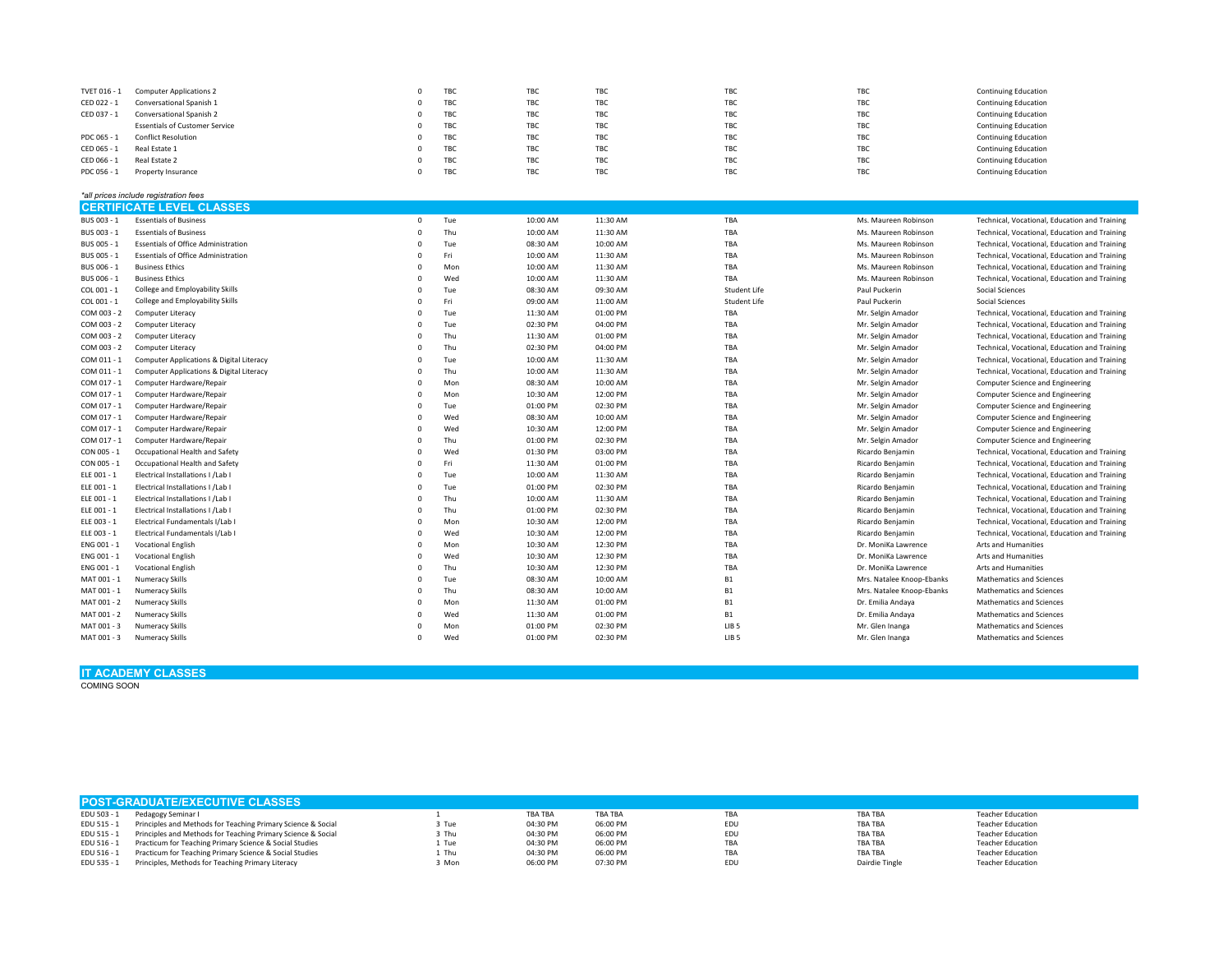| | | | | | | | | |
|---|---|---|---|---|---|---|---|---|
| TVET 016 - 1 | Computer Applications 2 | 0 | TBC | TBC | TBC | TBC | TBC | Continuing Education |
| CED 022 - 1 | Conversational Spanish 1 | 0 | TBC | TBC | TBC | TBC | TBC | Continuing Education |
| CED 037 - 1 | Conversational Spanish 2 | 0 | TBC | TBC | TBC | TBC | TBC | Continuing Education |
| | Essentials of Customer Service | 0 | TBC | TBC | TBC | TBC | TBC | Continuing Education |
| PDC 065 - 1 | Conflict Resolution | 0 | TBC | TBC | TBC | TBC | TBC | Continuing Education |
| CED 065 - 1 | Real Estate 1 | 0 | TBC | TBC | TBC | TBC | TBC | Continuing Education |
| CED 066 - 1 | Real Estate 2 | 0 | TBC | TBC | TBC | TBC | TBC | Continuing Education |
| PDC 056 - 1 | Property Insurance | 0 | TBC | TBC | TBC | TBC | TBC | Continuing Education |

*\*all prices include registration fees*

## CERTIFICATE LEVEL CLASSES

| | | | | | | | | |
|---|---|---|---|---|---|---|---|---|
| BUS 003 - 1 | Essentials of Business | 0 | Tue | 10:00 AM | 11:30 AM | TBA | Ms. Maureen Robinson | Technical, Vocational, Education and Training |
| BUS 003 - 1 | Essentials of Business | 0 | Thu | 10:00 AM | 11:30 AM | TBA | Ms. Maureen Robinson | Technical, Vocational, Education and Training |
| BUS 005 - 1 | Essentials of Office Administration | 0 | Tue | 08:30 AM | 10:00 AM | TBA | Ms. Maureen Robinson | Technical, Vocational, Education and Training |
| BUS 005 - 1 | Essentials of Office Administration | 0 | Fri | 10:00 AM | 11:30 AM | TBA | Ms. Maureen Robinson | Technical, Vocational, Education and Training |
| BUS 006 - 1 | Business Ethics | 0 | Mon | 10:00 AM | 11:30 AM | TBA | Ms. Maureen Robinson | Technical, Vocational, Education and Training |
| BUS 006 - 1 | Business Ethics | 0 | Wed | 10:00 AM | 11:30 AM | TBA | Ms. Maureen Robinson | Technical, Vocational, Education and Training |
| COL 001 - 1 | College and Employability Skills | 0 | Tue | 08:30 AM | 09:30 AM | Student Life | Paul Puckerin | Social Sciences |
| COL 001 - 1 | College and Employability Skills | 0 | Fri | 09:00 AM | 11:00 AM | Student Life | Paul Puckerin | Social Sciences |
| COM 003 - 2 | Computer Literacy | 0 | Tue | 11:30 AM | 01:00 PM | TBA | Mr. Selgin Amador | Technical, Vocational, Education and Training |
| COM 003 - 2 | Computer Literacy | 0 | Tue | 02:30 PM | 04:00 PM | TBA | Mr. Selgin Amador | Technical, Vocational, Education and Training |
| COM 003 - 2 | Computer Literacy | 0 | Thu | 11:30 AM | 01:00 PM | TBA | Mr. Selgin Amador | Technical, Vocational, Education and Training |
| COM 003 - 2 | Computer Literacy | 0 | Thu | 02:30 PM | 04:00 PM | TBA | Mr. Selgin Amador | Technical, Vocational, Education and Training |
| COM 011 - 1 | Computer Applications & Digital Literacy | 0 | Tue | 10:00 AM | 11:30 AM | TBA | Mr. Selgin Amador | Technical, Vocational, Education and Training |
| COM 011 - 1 | Computer Applications & Digital Literacy | 0 | Thu | 10:00 AM | 11:30 AM | TBA | Mr. Selgin Amador | Technical, Vocational, Education and Training |
| COM 017 - 1 | Computer Hardware/Repair | 0 | Mon | 08:30 AM | 10:00 AM | TBA | Mr. Selgin Amador | Computer Science and Engineering |
| COM 017 - 1 | Computer Hardware/Repair | 0 | Mon | 10:30 AM | 12:00 PM | TBA | Mr. Selgin Amador | Computer Science and Engineering |
| COM 017 - 1 | Computer Hardware/Repair | 0 | Tue | 01:00 PM | 02:30 PM | TBA | Mr. Selgin Amador | Computer Science and Engineering |
| COM 017 - 1 | Computer Hardware/Repair | 0 | Wed | 08:30 AM | 10:00 AM | TBA | Mr. Selgin Amador | Computer Science and Engineering |
| COM 017 - 1 | Computer Hardware/Repair | 0 | Wed | 10:30 AM | 12:00 PM | TBA | Mr. Selgin Amador | Computer Science and Engineering |
| COM 017 - 1 | Computer Hardware/Repair | 0 | Thu | 01:00 PM | 02:30 PM | TBA | Mr. Selgin Amador | Computer Science and Engineering |
| CON 005 - 1 | Occupational Health and Safety | 0 | Wed | 01:30 PM | 03:00 PM | TBA | Ricardo Benjamin | Technical, Vocational, Education and Training |
| CON 005 - 1 | Occupational Health and Safety | 0 | Fri | 11:30 AM | 01:00 PM | TBA | Ricardo Benjamin | Technical, Vocational, Education and Training |
| ELE 001 - 1 | Electrical Installations I /Lab I | 0 | Tue | 10:00 AM | 11:30 AM | TBA | Ricardo Benjamin | Technical, Vocational, Education and Training |
| ELE 001 - 1 | Electrical Installations I /Lab I | 0 | Tue | 01:00 PM | 02:30 PM | TBA | Ricardo Benjamin | Technical, Vocational, Education and Training |
| ELE 001 - 1 | Electrical Installations I /Lab I | 0 | Thu | 10:00 AM | 11:30 AM | TBA | Ricardo Benjamin | Technical, Vocational, Education and Training |
| ELE 001 - 1 | Electrical Installations I /Lab I | 0 | Thu | 01:00 PM | 02:30 PM | TBA | Ricardo Benjamin | Technical, Vocational, Education and Training |
| ELE 003 - 1 | Electrical Fundamentals I/Lab I | 0 | Mon | 10:30 AM | 12:00 PM | TBA | Ricardo Benjamin | Technical, Vocational, Education and Training |
| ELE 003 - 1 | Electrical Fundamentals I/Lab I | 0 | Wed | 10:30 AM | 12:00 PM | TBA | Ricardo Benjamin | Technical, Vocational, Education and Training |
| ENG 001 - 1 | Vocational English | 0 | Mon | 10:30 AM | 12:30 PM | TBA | Dr. MoniKa Lawrence | Arts and Humanities |
| ENG 001 - 1 | Vocational English | 0 | Wed | 10:30 AM | 12:30 PM | TBA | Dr. MoniKa Lawrence | Arts and Humanities |
| ENG 001 - 1 | Vocational English | 0 | Thu | 10:30 AM | 12:30 PM | TBA | Dr. MoniKa Lawrence | Arts and Humanities |
| MAT 001 - 1 | Numeracy Skills | 0 | Tue | 08:30 AM | 10:00 AM | B1 | Mrs. Natalee Knoop-Ebanks | Mathematics and Sciences |
| MAT 001 - 1 | Numeracy Skills | 0 | Thu | 08:30 AM | 10:00 AM | B1 | Mrs. Natalee Knoop-Ebanks | Mathematics and Sciences |
| MAT 001 - 2 | Numeracy Skills | 0 | Mon | 11:30 AM | 01:00 PM | B1 | Dr. Emilia Andaya | Mathematics and Sciences |
| MAT 001 - 2 | Numeracy Skills | 0 | Wed | 11:30 AM | 01:00 PM | B1 | Dr. Emilia Andaya | Mathematics and Sciences |
| MAT 001 - 3 | Numeracy Skills | 0 | Mon | 01:00 PM | 02:30 PM | LIB 5 | Mr. Glen Inanga | Mathematics and Sciences |
| MAT 001 - 3 | Numeracy Skills | 0 | Wed | 01:00 PM | 02:30 PM | LIB 5 | Mr. Glen Inanga | Mathematics and Sciences |

## IT ACADEMY CLASSES

COMING SOON

## POST-GRADUATE/EXECUTIVE CLASSES

| | | | | | | | | |
|---|---|---|---|---|---|---|---|---|
| EDU 503 - 1 | Pedagogy Seminar I | 1 | | TBA TBA | TBA TBA | TBA | TBA TBA | Teacher Education |
| EDU 515 - 1 | Principles and Methods for Teaching Primary Science & Social | 3 | Tue | 04:30 PM | 06:00 PM | EDU | TBA TBA | Teacher Education |
| EDU 515 - 1 | Principles and Methods for Teaching Primary Science & Social | 3 | Thu | 04:30 PM | 06:00 PM | EDU | TBA TBA | Teacher Education |
| EDU 516 - 1 | Practicum for Teaching Primary Science & Social Studies | 1 | Tue | 04:30 PM | 06:00 PM | TBA | TBA TBA | Teacher Education |
| EDU 516 - 1 | Practicum for Teaching Primary Science & Social Studies | 1 | Thu | 04:30 PM | 06:00 PM | TBA | TBA TBA | Teacher Education |
| EDU 535 - 1 | Principles, Methods for Teaching Primary Literacy | 3 | Mon | 06:00 PM | 07:30 PM | EDU | Dairdie Tingle | Teacher Education |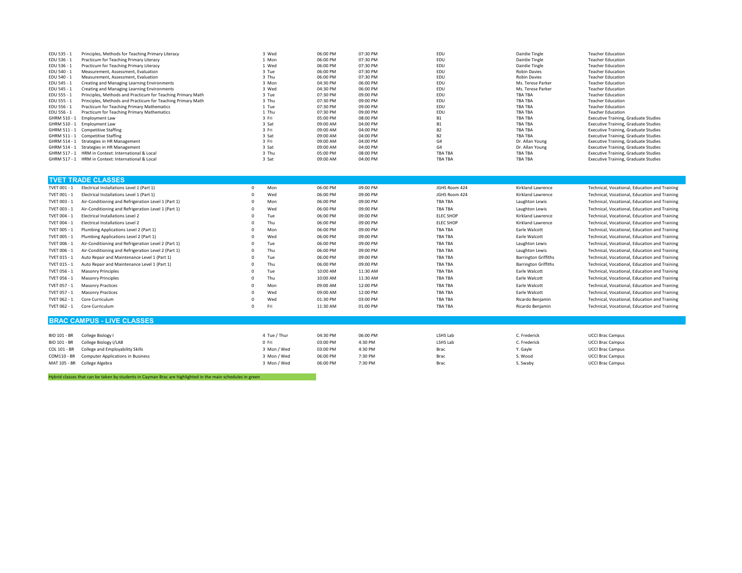| | | | | | | | | |
|---|---|---|---|---|---|---|---|---|
| EDU 535 - 1 | Principles, Methods for Teaching Primary Literacy | 3 | Wed | 06:00 PM | 07:30 PM | EDU | Dairdie Tingle | Teacher Education |
| EDU 536 - 1 | Practicum for Teaching Primary Literacy | 1 | Mon | 06:00 PM | 07:30 PM | EDU | Dairdie Tingle | Teacher Education |
| EDU 536 - 1 | Practicum for Teaching Primary Literacy | 1 | Wed | 06:00 PM | 07:30 PM | EDU | Dairdie Tingle | Teacher Education |
| EDU 540 - 1 | Measurement, Assessment, Evaluation | 3 | Tue | 06:00 PM | 07:30 PM | EDU | Robin Davies | Teacher Education |
| EDU 540 - 1 | Measurement, Assessment, Evaluation | 3 | Thu | 06:00 PM | 07:30 PM | EDU | Robin Davies | Teacher Education |
| EDU 545 - 1 | Creating and Managing Learning Environments | 3 | Mon | 04:30 PM | 06:00 PM | EDU | Ms. Terese Parker | Teacher Education |
| EDU 545 - 1 | Creating and Managing Learning Environments | 3 | Wed | 04:30 PM | 06:00 PM | EDU | Ms. Terese Parker | Teacher Education |
| EDU 555 - 1 | Principles, Methods and Practicum for Teaching Primary Math | 3 | Tue | 07:30 PM | 09:00 PM | EDU | TBA TBA | Teacher Education |
| EDU 555 - 1 | Principles, Methods and Practicum for Teaching Primary Math | 3 | Thu | 07:30 PM | 09:00 PM | EDU | TBA TBA | Teacher Education |
| EDU 556 - 1 | Practicum for Teaching Primary Mathematics | 1 | Tue | 07:30 PM | 09:00 PM | EDU | TBA TBA | Teacher Education |
| EDU 556 - 1 | Practicum for Teaching Primary Mathematics | 1 | Thu | 07:30 PM | 09:00 PM | EDU | TBA TBA | Teacher Education |
| GHRM 510 - 1 | Employment Law | 3 | Fri | 05:00 PM | 08:00 PM | B1 | TBA TBA | Executive Training, Graduate Studies |
| GHRM 510 - 1 | Employment Law | 3 | Sat | 09:00 AM | 04:00 PM | B1 | TBA TBA | Executive Training, Graduate Studies |
| GHRM 511 - 1 | Competitive Staffing | 3 | Fri | 09:00 AM | 04:00 PM | B2 | TBA TBA | Executive Training, Graduate Studies |
| GHRM 511 - 1 | Competitive Staffing | 3 | Sat | 09:00 AM | 04:00 PM | B2 | TBA TBA | Executive Training, Graduate Studies |
| GHRM 514 - 1 | Strategies in HR Management | 3 | Fri | 09:00 AM | 04:00 PM | G4 | Dr. Allan Young | Executive Training, Graduate Studies |
| GHRM 514 - 1 | Strategies in HR Management | 3 | Sat | 09:00 AM | 04:00 PM | G4 | Dr. Allan Young | Executive Training, Graduate Studies |
| GHRM 517 - 1 | HRM in Context: International & Local | 3 | Thu | 05:00 PM | 08:00 PM | TBA TBA | TBA TBA | Executive Training, Graduate Studies |
| GHRM 517 - 1 | HRM in Context: International & Local | 3 | Sat | 09:00 AM | 04:00 PM | TBA TBA | TBA TBA | Executive Training, Graduate Studies |

## TVET TRADE CLASSES

| | | | | | | | | |
|---|---|---|---|---|---|---|---|---|
| TVET 001 - 1 | Electrical Installations Level 1 (Part 1) | 0 | Mon | 06:00 PM | 09:00 PM | JGHS Room 424 | Kirkland Lawrence | Technical, Vocational, Education and Training |
| TVET 001 - 1 | Electrical Installations Level 1 (Part 1) | 0 | Wed | 06:00 PM | 09:00 PM | JGHS Room 424 | Kirkland Lawrence | Technical, Vocational, Education and Training |
| TVET 003 - 1 | Air-Conditioning and Refrigeration Level 1 (Part 1) | 0 | Mon | 06:00 PM | 09:00 PM | TBA TBA | Laughton Lewis | Technical, Vocational, Education and Training |
| TVET 003 - 1 | Air-Conditioning and Refrigeration Level 1 (Part 1) | 0 | Wed | 06:00 PM | 09:00 PM | TBA TBA | Laughton Lewis | Technical, Vocational, Education and Training |
| TVET 004 - 1 | Electrical Installations Level 2 | 0 | Tue | 06:00 PM | 09:00 PM | ELEC SHOP | Kirkland Lawrence | Technical, Vocational, Education and Training |
| TVET 004 - 1 | Electrical Installations Level 2 | 0 | Thu | 06:00 PM | 09:00 PM | ELEC SHOP | Kirkland Lawrence | Technical, Vocational, Education and Training |
| TVET 005 - 1 | Plumbing Applications Level 2 (Part 1) | 0 | Mon | 06:00 PM | 09:00 PM | TBA TBA | Earle Walcott | Technical, Vocational, Education and Training |
| TVET 005 - 1 | Plumbing Applications Level 2 (Part 1) | 0 | Wed | 06:00 PM | 09:00 PM | TBA TBA | Earle Walcott | Technical, Vocational, Education and Training |
| TVET 006 - 1 | Air-Conditioning and Refrigeration Level 2 (Part 1) | 0 | Tue | 06:00 PM | 09:00 PM | TBA TBA | Laughton Lewis | Technical, Vocational, Education and Training |
| TVET 006 - 1 | Air-Conditioning and Refrigeration Level 2 (Part 1) | 0 | Thu | 06:00 PM | 09:00 PM | TBA TBA | Laughton Lewis | Technical, Vocational, Education and Training |
| TVET 015 - 1 | Auto Repair and Maintenance Level 1 (Part 1) | 0 | Tue | 06:00 PM | 09:00 PM | TBA TBA | Barrington Griffiths | Technical, Vocational, Education and Training |
| TVET 015 - 1 | Auto Repair and Maintenance Level 1 (Part 1) | 0 | Thu | 06:00 PM | 09:00 PM | TBA TBA | Barrington Griffiths | Technical, Vocational, Education and Training |
| TVET 056 - 1 | Masonry Principles | 0 | Tue | 10:00 AM | 11:30 AM | TBA TBA | Earle Walcott | Technical, Vocational, Education and Training |
| TVET 056 - 1 | Masonry Principles | 0 | Thu | 10:00 AM | 11:30 AM | TBA TBA | Earle Walcott | Technical, Vocational, Education and Training |
| TVET 057 - 1 | Masonry Practices | 0 | Mon | 09:00 AM | 12:00 PM | TBA TBA | Earle Walcott | Technical, Vocational, Education and Training |
| TVET 057 - 1 | Masonry Practices | 0 | Wed | 09:00 AM | 12:00 PM | TBA TBA | Earle Walcott | Technical, Vocational, Education and Training |
| TVET 062 - 1 | Core Curriculum | 0 | Wed | 01:30 PM | 03:00 PM | TBA TBA | Ricardo Benjamin | Technical, Vocational, Education and Training |
| TVET 062 - 1 | Core Curriculum | 0 | Fri | 11:30 AM | 01:00 PM | TBA TBA | Ricardo Benjamin | Technical, Vocational, Education and Training |

## BRAC CAMPUS - LIVE CLASSES

| | | | | | | | | |
|---|---|---|---|---|---|---|---|---|
| BIO 101 - BR | College Biology I | 4 | Tue / Thur | 04:30 PM | 06:00 PM | LSHS Lab | C. Frederick | UCCI Brac Campus |
| BIO 101 - BR | College Biology I/LAB | 0 | Fri | 03:00 PM | 4:30 PM | LSHS Lab | C. Frederick | UCCI Brac Campus |
| COL 101 - BR | College and Employability Skills | 3 | Mon / Wed | 03:00 PM | 4:30 PM | Brac | Y. Gayle | UCCI Brac Campus |
| COM110 - BR | Computer Applications in Business | 3 | Mon / Wed | 06:00 PM | 7:30 PM | Brac | S. Wood | UCCI Brac Campus |
| MAT 105 - BR | College Algebra | 3 | Mon / Wed | 06:00 PM | 7:30 PM | Brac | S. Swaby | UCCI Brac Campus |

Hybrid classes that can be taken by students in Cayman Brac are highlighted in the main schedules in green